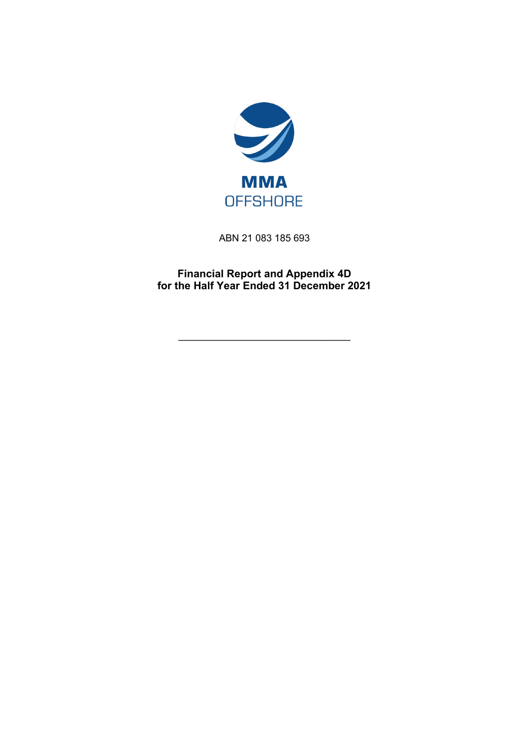MMA
OFFSHORE

ABN 21 083 185 693

**Financial Report and Appendix 4D**
**for the Half Year Ended 31 December 2021**

---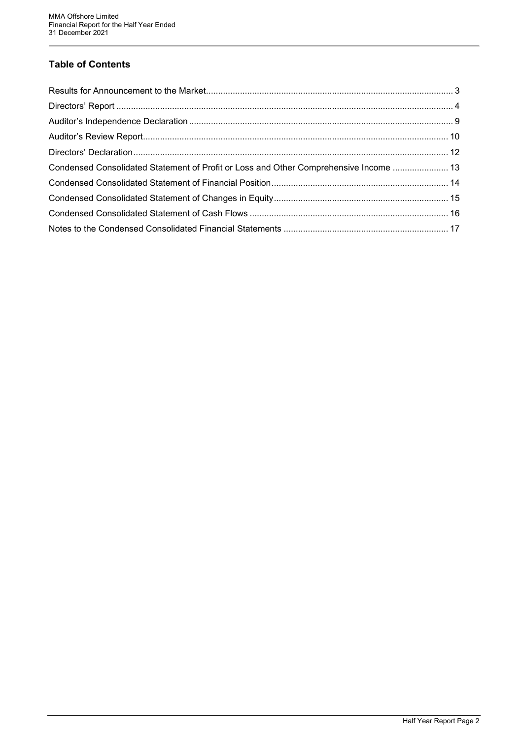## Table of Contents

| | |
|---|---|
| Results for Announcement to the Market | 3 |
| Directors' Report | 4 |
| Auditor's Independence Declaration | 9 |
| Auditor's Review Report | 10 |
| Directors' Declaration | 12 |
| Condensed Consolidated Statement of Profit or Loss and Other Comprehensive Income | 13 |
| Condensed Consolidated Statement of Financial Position | 14 |
| Condensed Consolidated Statement of Changes in Equity | 15 |
| Condensed Consolidated Statement of Cash Flows | 16 |
| Notes to the Condensed Consolidated Financial Statements | 17 |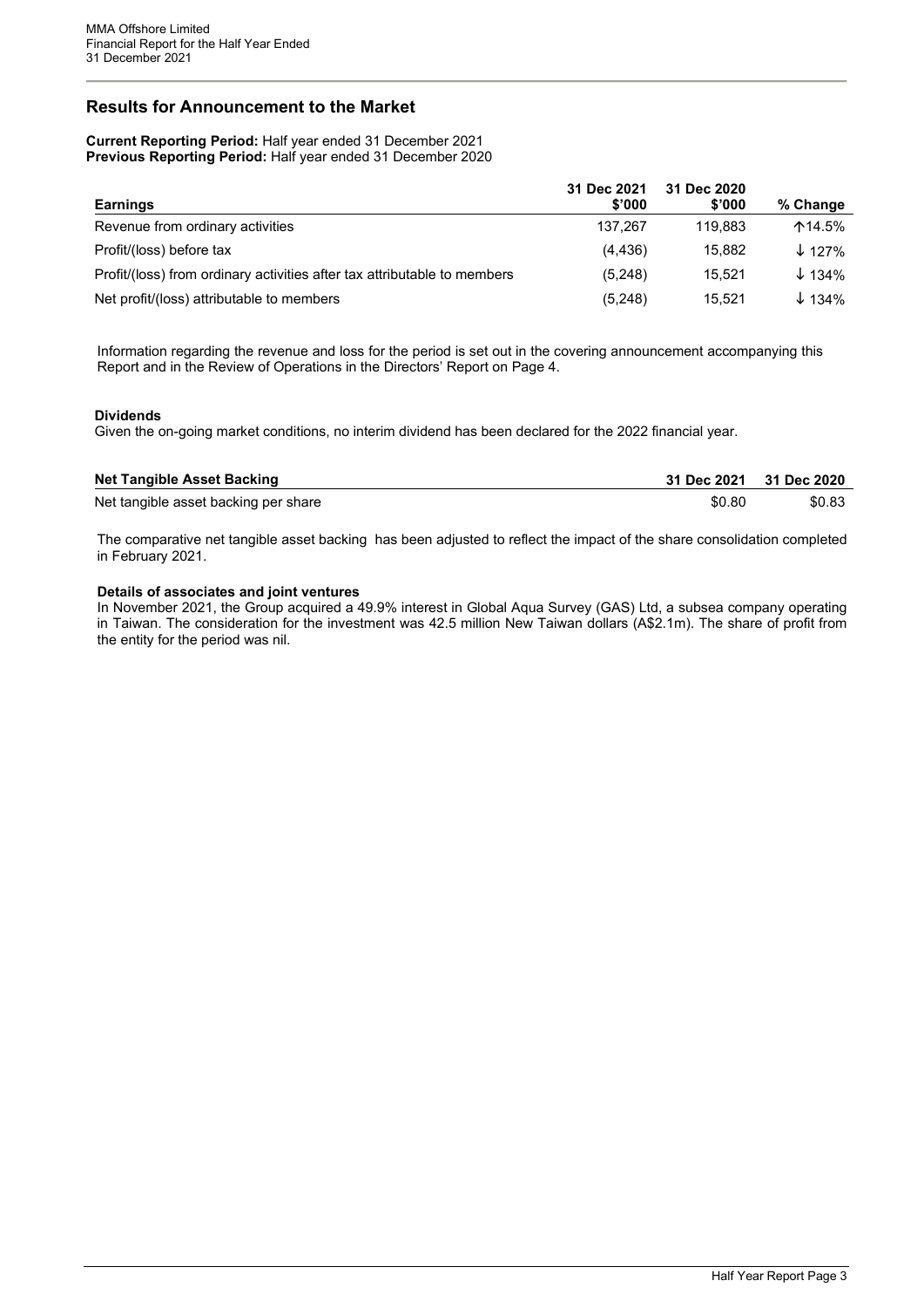## Results for Announcement to the Market

**Current Reporting Period:** Half year ended 31 December 2021
**Previous Reporting Period:** Half year ended 31 December 2020

| Earnings | 31 Dec 2021 $'000 | 31 Dec 2020 $'000 | % Change |
|---|---|---|---|
| Revenue from ordinary activities | 137,267 | 119,883 | ↑14.5% |
| Profit/(loss) before tax | (4,436) | 15,882 | ↓ 127% |
| Profit/(loss) from ordinary activities after tax attributable to members | (5,248) | 15,521 | ↓ 134% |
| Net profit/(loss) attributable to members | (5,248) | 15,521 | ↓ 134% |

Information regarding the revenue and loss for the period is set out in the covering announcement accompanying this Report and in the Review of Operations in the Directors' Report on Page 4.

**Dividends**

Given the on-going market conditions, no interim dividend has been declared for the 2022 financial year.

| Net Tangible Asset Backing | 31 Dec 2021 | 31 Dec 2020 |
|---|---|---|
| Net tangible asset backing per share | $0.80 | $0.83 |

The comparative net tangible asset backing has been adjusted to reflect the impact of the share consolidation completed in February 2021.

**Details of associates and joint ventures**

In November 2021, the Group acquired a 49.9% interest in Global Aqua Survey (GAS) Ltd, a subsea company operating in Taiwan. The consideration for the investment was 42.5 million New Taiwan dollars (A$2.1m). The share of profit from the entity for the period was nil.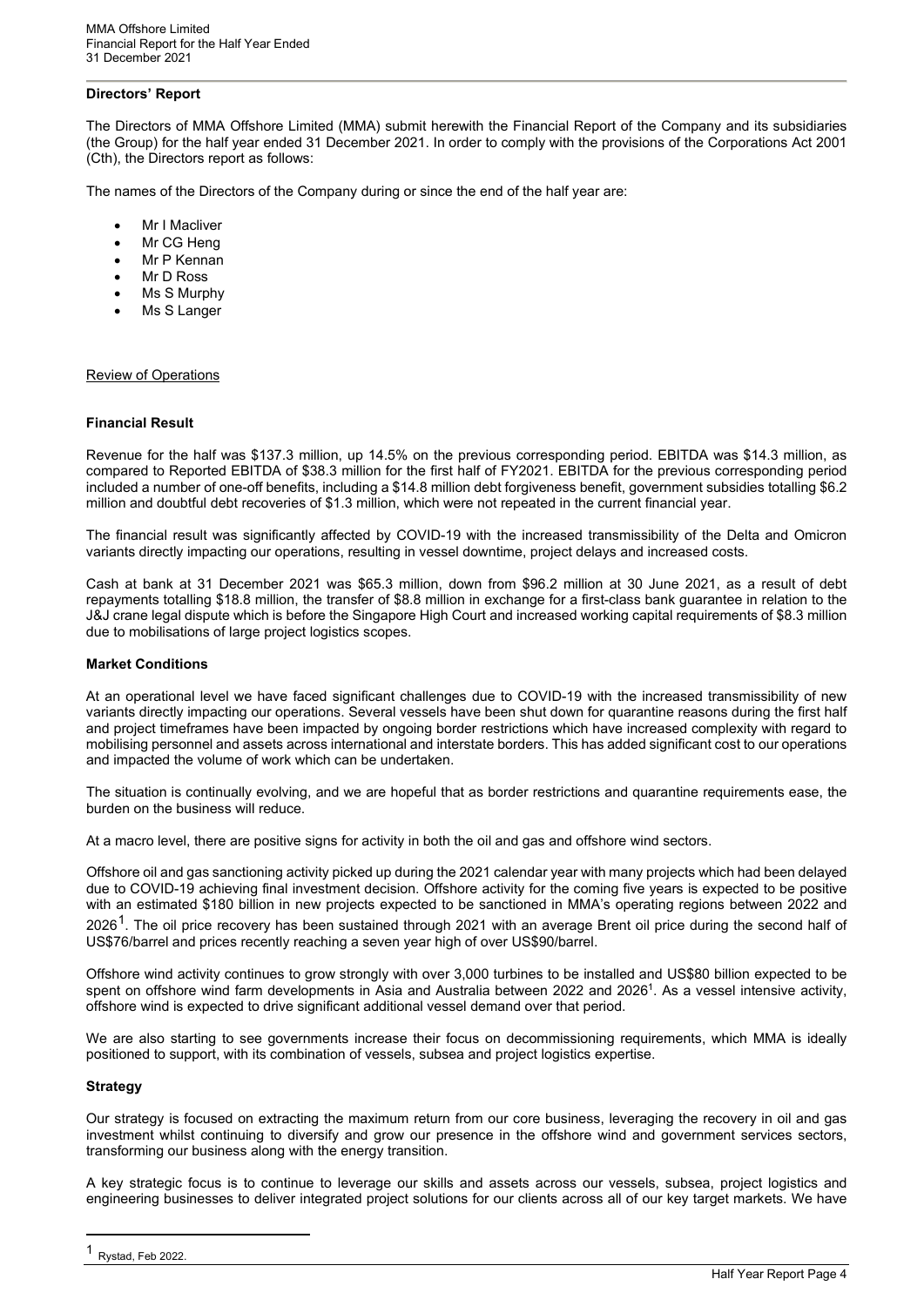## Directors' Report

The Directors of MMA Offshore Limited (MMA) submit herewith the Financial Report of the Company and its subsidiaries (the Group) for the half year ended 31 December 2021. In order to comply with the provisions of the Corporations Act 2001 (Cth), the Directors report as follows:

The names of the Directors of the Company during or since the end of the half year are:

- Mr I Macliver
- Mr CG Heng
- Mr P Kennan
- Mr D Ross
- Ms S Murphy
- Ms S Langer

### Review of Operations

### Financial Result

Revenue for the half was \$137.3 million, up 14.5% on the previous corresponding period. EBITDA was \$14.3 million, as compared to Reported EBITDA of \$38.3 million for the first half of FY2021. EBITDA for the previous corresponding period included a number of one-off benefits, including a \$14.8 million debt forgiveness benefit, government subsidies totalling \$6.2 million and doubtful debt recoveries of \$1.3 million, which were not repeated in the current financial year.

The financial result was significantly affected by COVID-19 with the increased transmissibility of the Delta and Omicron variants directly impacting our operations, resulting in vessel downtime, project delays and increased costs.

Cash at bank at 31 December 2021 was \$65.3 million, down from \$96.2 million at 30 June 2021, as a result of debt repayments totalling \$18.8 million, the transfer of \$8.8 million in exchange for a first-class bank guarantee in relation to the J&J crane legal dispute which is before the Singapore High Court and increased working capital requirements of \$8.3 million due to mobilisations of large project logistics scopes.

### Market Conditions

At an operational level we have faced significant challenges due to COVID-19 with the increased transmissibility of new variants directly impacting our operations. Several vessels have been shut down for quarantine reasons during the first half and project timeframes have been impacted by ongoing border restrictions which have increased complexity with regard to mobilising personnel and assets across international and interstate borders. This has added significant cost to our operations and impacted the volume of work which can be undertaken.

The situation is continually evolving, and we are hopeful that as border restrictions and quarantine requirements ease, the burden on the business will reduce.

At a macro level, there are positive signs for activity in both the oil and gas and offshore wind sectors.

Offshore oil and gas sanctioning activity picked up during the 2021 calendar year with many projects which had been delayed due to COVID-19 achieving final investment decision. Offshore activity for the coming five years is expected to be positive with an estimated \$180 billion in new projects expected to be sanctioned in MMA's operating regions between 2022 and 2026[1]. The oil price recovery has been sustained through 2021 with an average Brent oil price during the second half of US\$76/barrel and prices recently reaching a seven year high of over US\$90/barrel.

Offshore wind activity continues to grow strongly with over 3,000 turbines to be installed and US\$80 billion expected to be spent on offshore wind farm developments in Asia and Australia between 2022 and 2026[1]. As a vessel intensive activity, offshore wind is expected to drive significant additional vessel demand over that period.

We are also starting to see governments increase their focus on decommissioning requirements, which MMA is ideally positioned to support, with its combination of vessels, subsea and project logistics expertise.

### Strategy

Our strategy is focused on extracting the maximum return from our core business, leveraging the recovery in oil and gas investment whilst continuing to diversify and grow our presence in the offshore wind and government services sectors, transforming our business along with the energy transition.

A key strategic focus is to continue to leverage our skills and assets across our vessels, subsea, project logistics and engineering businesses to deliver integrated project solutions for our clients across all of our key target markets. We have

---

[1] Rystad, Feb 2022.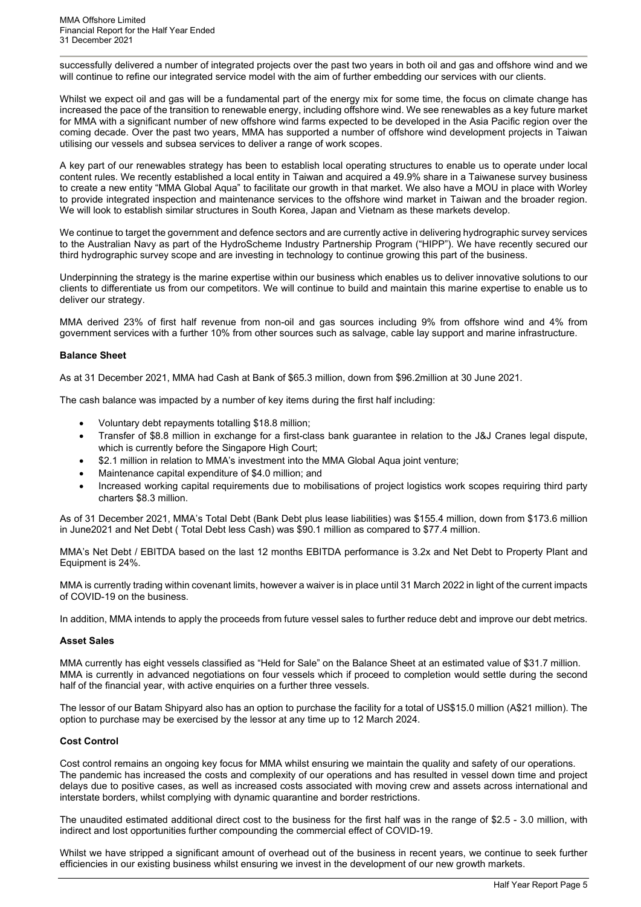successfully delivered a number of integrated projects over the past two years in both oil and gas and offshore wind and we will continue to refine our integrated service model with the aim of further embedding our services with our clients.

Whilst we expect oil and gas will be a fundamental part of the energy mix for some time, the focus on climate change has increased the pace of the transition to renewable energy, including offshore wind. We see renewables as a key future market for MMA with a significant number of new offshore wind farms expected to be developed in the Asia Pacific region over the coming decade. Over the past two years, MMA has supported a number of offshore wind development projects in Taiwan utilising our vessels and subsea services to deliver a range of work scopes.

A key part of our renewables strategy has been to establish local operating structures to enable us to operate under local content rules. We recently established a local entity in Taiwan and acquired a 49.9% share in a Taiwanese survey business to create a new entity "MMA Global Aqua" to facilitate our growth in that market. We also have a MOU in place with Worley to provide integrated inspection and maintenance services to the offshore wind market in Taiwan and the broader region. We will look to establish similar structures in South Korea, Japan and Vietnam as these markets develop.

We continue to target the government and defence sectors and are currently active in delivering hydrographic survey services to the Australian Navy as part of the HydroScheme Industry Partnership Program ("HIPP"). We have recently secured our third hydrographic survey scope and are investing in technology to continue growing this part of the business.

Underpinning the strategy is the marine expertise within our business which enables us to deliver innovative solutions to our clients to differentiate us from our competitors. We will continue to build and maintain this marine expertise to enable us to deliver our strategy.

MMA derived 23% of first half revenue from non-oil and gas sources including 9% from offshore wind and 4% from government services with a further 10% from other sources such as salvage, cable lay support and marine infrastructure.

**Balance Sheet**

As at 31 December 2021, MMA had Cash at Bank of $65.3 million, down from $96.2million at 30 June 2021.

The cash balance was impacted by a number of key items during the first half including:

- Voluntary debt repayments totalling $18.8 million;
- Transfer of $8.8 million in exchange for a first-class bank guarantee in relation to the J&J Cranes legal dispute, which is currently before the Singapore High Court;
- $2.1 million in relation to MMA's investment into the MMA Global Aqua joint venture;
- Maintenance capital expenditure of $4.0 million; and
- Increased working capital requirements due to mobilisations of project logistics work scopes requiring third party charters $8.3 million.

As of 31 December 2021, MMA's Total Debt (Bank Debt plus lease liabilities) was $155.4 million, down from $173.6 million in June2021 and Net Debt ( Total Debt less Cash) was $90.1 million as compared to $77.4 million.

MMA's Net Debt / EBITDA based on the last 12 months EBITDA performance is 3.2x and Net Debt to Property Plant and Equipment is 24%.

MMA is currently trading within covenant limits, however a waiver is in place until 31 March 2022 in light of the current impacts of COVID-19 on the business.

In addition, MMA intends to apply the proceeds from future vessel sales to further reduce debt and improve our debt metrics.

**Asset Sales**

MMA currently has eight vessels classified as "Held for Sale" on the Balance Sheet at an estimated value of $31.7 million. MMA is currently in advanced negotiations on four vessels which if proceed to completion would settle during the second half of the financial year, with active enquiries on a further three vessels.

The lessor of our Batam Shipyard also has an option to purchase the facility for a total of US$15.0 million (A$21 million). The option to purchase may be exercised by the lessor at any time up to 12 March 2024.

**Cost Control**

Cost control remains an ongoing key focus for MMA whilst ensuring we maintain the quality and safety of our operations. The pandemic has increased the costs and complexity of our operations and has resulted in vessel down time and project delays due to positive cases, as well as increased costs associated with moving crew and assets across international and interstate borders, whilst complying with dynamic quarantine and border restrictions.

The unaudited estimated additional direct cost to the business for the first half was in the range of $2.5 - 3.0 million, with indirect and lost opportunities further compounding the commercial effect of COVID-19.

Whilst we have stripped a significant amount of overhead out of the business in recent years, we continue to seek further efficiencies in our existing business whilst ensuring we invest in the development of our new growth markets.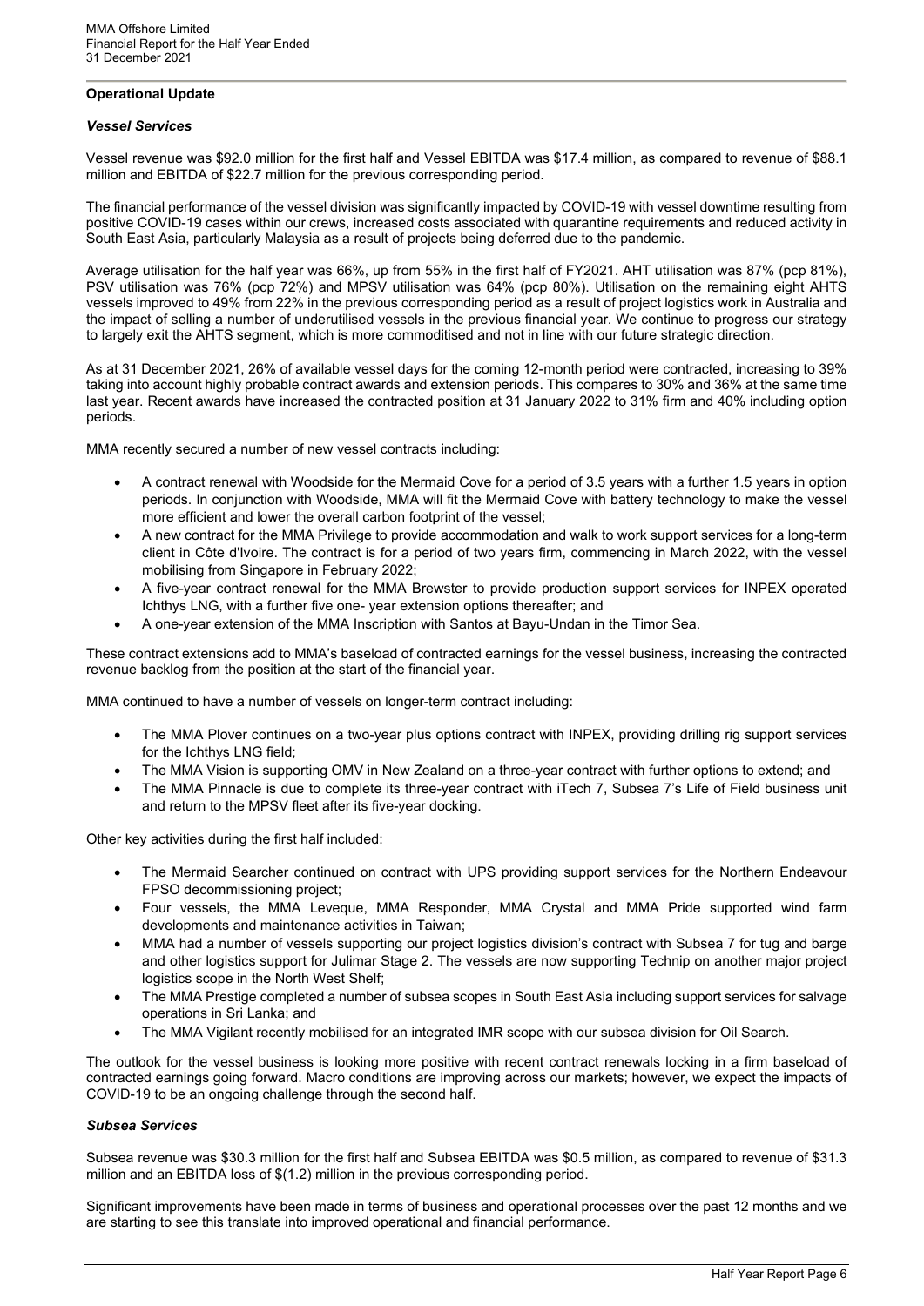## Operational Update

### *Vessel Services*

Vessel revenue was $92.0 million for the first half and Vessel EBITDA was $17.4 million, as compared to revenue of $88.1 million and EBITDA of $22.7 million for the previous corresponding period.

The financial performance of the vessel division was significantly impacted by COVID-19 with vessel downtime resulting from positive COVID-19 cases within our crews, increased costs associated with quarantine requirements and reduced activity in South East Asia, particularly Malaysia as a result of projects being deferred due to the pandemic.

Average utilisation for the half year was 66%, up from 55% in the first half of FY2021. AHT utilisation was 87% (pcp 81%), PSV utilisation was 76% (pcp 72%) and MPSV utilisation was 64% (pcp 80%). Utilisation on the remaining eight AHTS vessels improved to 49% from 22% in the previous corresponding period as a result of project logistics work in Australia and the impact of selling a number of underutilised vessels in the previous financial year. We continue to progress our strategy to largely exit the AHTS segment, which is more commoditised and not in line with our future strategic direction.

As at 31 December 2021, 26% of available vessel days for the coming 12-month period were contracted, increasing to 39% taking into account highly probable contract awards and extension periods. This compares to 30% and 36% at the same time last year. Recent awards have increased the contracted position at 31 January 2022 to 31% firm and 40% including option periods.

MMA recently secured a number of new vessel contracts including:

- A contract renewal with Woodside for the Mermaid Cove for a period of 3.5 years with a further 1.5 years in option periods. In conjunction with Woodside, MMA will fit the Mermaid Cove with battery technology to make the vessel more efficient and lower the overall carbon footprint of the vessel;
- A new contract for the MMA Privilege to provide accommodation and walk to work support services for a long-term client in Côte d'Ivoire. The contract is for a period of two years firm, commencing in March 2022, with the vessel mobilising from Singapore in February 2022;
- A five-year contract renewal for the MMA Brewster to provide production support services for INPEX operated Ichthys LNG, with a further five one- year extension options thereafter; and
- A one-year extension of the MMA Inscription with Santos at Bayu-Undan in the Timor Sea.

These contract extensions add to MMA's baseload of contracted earnings for the vessel business, increasing the contracted revenue backlog from the position at the start of the financial year.

MMA continued to have a number of vessels on longer-term contract including:

- The MMA Plover continues on a two-year plus options contract with INPEX, providing drilling rig support services for the Ichthys LNG field;
- The MMA Vision is supporting OMV in New Zealand on a three-year contract with further options to extend; and
- The MMA Pinnacle is due to complete its three-year contract with iTech 7, Subsea 7's Life of Field business unit and return to the MPSV fleet after its five-year docking.

Other key activities during the first half included:

- The Mermaid Searcher continued on contract with UPS providing support services for the Northern Endeavour FPSO decommissioning project;
- Four vessels, the MMA Leveque, MMA Responder, MMA Crystal and MMA Pride supported wind farm developments and maintenance activities in Taiwan;
- MMA had a number of vessels supporting our project logistics division's contract with Subsea 7 for tug and barge and other logistics support for Julimar Stage 2. The vessels are now supporting Technip on another major project logistics scope in the North West Shelf;
- The MMA Prestige completed a number of subsea scopes in South East Asia including support services for salvage operations in Sri Lanka; and
- The MMA Vigilant recently mobilised for an integrated IMR scope with our subsea division for Oil Search.

The outlook for the vessel business is looking more positive with recent contract renewals locking in a firm baseload of contracted earnings going forward. Macro conditions are improving across our markets; however, we expect the impacts of COVID-19 to be an ongoing challenge through the second half.

### *Subsea Services*

Subsea revenue was $30.3 million for the first half and Subsea EBITDA was $0.5 million, as compared to revenue of $31.3 million and an EBITDA loss of $(1.2) million in the previous corresponding period.

Significant improvements have been made in terms of business and operational processes over the past 12 months and we are starting to see this translate into improved operational and financial performance.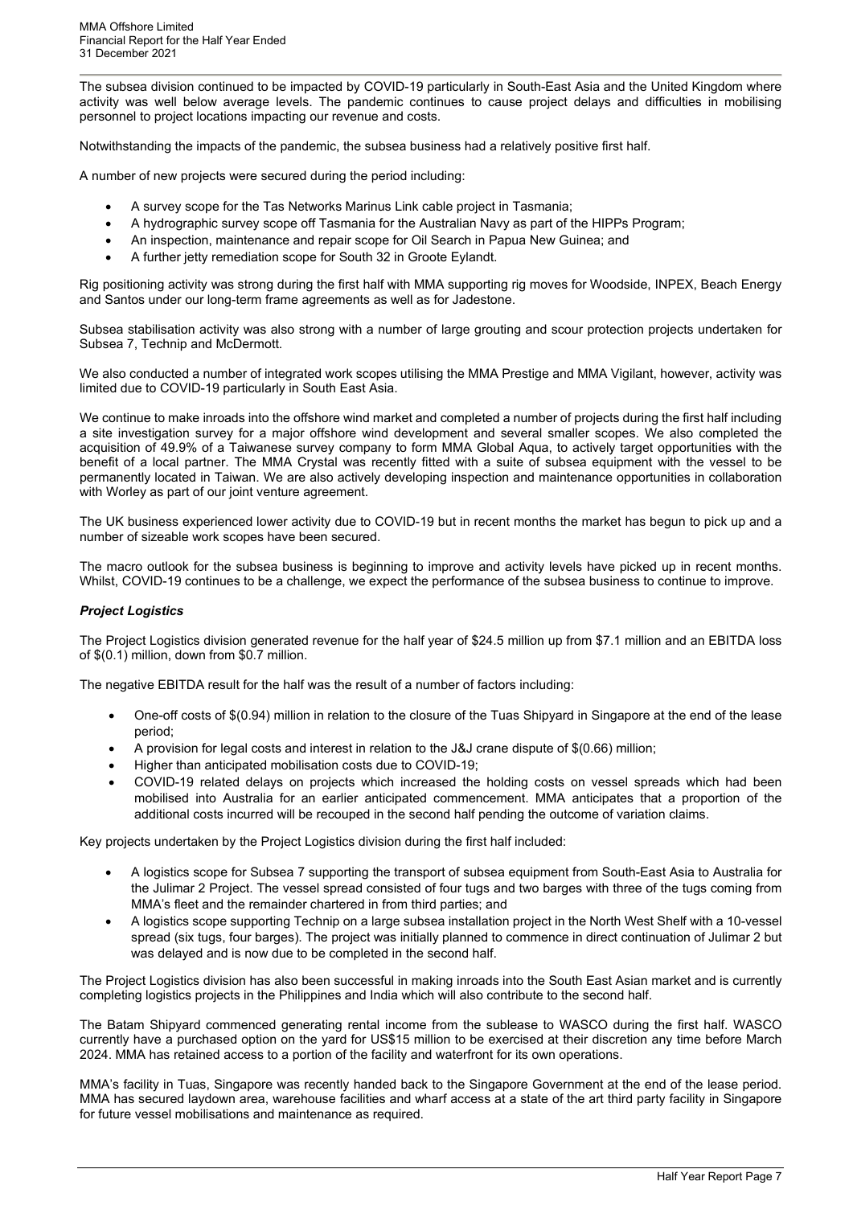The subsea division continued to be impacted by COVID-19 particularly in South-East Asia and the United Kingdom where activity was well below average levels. The pandemic continues to cause project delays and difficulties in mobilising personnel to project locations impacting our revenue and costs.

Notwithstanding the impacts of the pandemic, the subsea business had a relatively positive first half.

A number of new projects were secured during the period including:

- A survey scope for the Tas Networks Marinus Link cable project in Tasmania;
- A hydrographic survey scope off Tasmania for the Australian Navy as part of the HIPPs Program;
- An inspection, maintenance and repair scope for Oil Search in Papua New Guinea; and
- A further jetty remediation scope for South 32 in Groote Eylandt.

Rig positioning activity was strong during the first half with MMA supporting rig moves for Woodside, INPEX, Beach Energy and Santos under our long-term frame agreements as well as for Jadestone.

Subsea stabilisation activity was also strong with a number of large grouting and scour protection projects undertaken for Subsea 7, Technip and McDermott.

We also conducted a number of integrated work scopes utilising the MMA Prestige and MMA Vigilant, however, activity was limited due to COVID-19 particularly in South East Asia.

We continue to make inroads into the offshore wind market and completed a number of projects during the first half including a site investigation survey for a major offshore wind development and several smaller scopes. We also completed the acquisition of 49.9% of a Taiwanese survey company to form MMA Global Aqua, to actively target opportunities with the benefit of a local partner. The MMA Crystal was recently fitted with a suite of subsea equipment with the vessel to be permanently located in Taiwan. We are also actively developing inspection and maintenance opportunities in collaboration with Worley as part of our joint venture agreement.

The UK business experienced lower activity due to COVID-19 but in recent months the market has begun to pick up and a number of sizeable work scopes have been secured.

The macro outlook for the subsea business is beginning to improve and activity levels have picked up in recent months. Whilst, COVID-19 continues to be a challenge, we expect the performance of the subsea business to continue to improve.

### *Project Logistics*

The Project Logistics division generated revenue for the half year of $24.5 million up from $7.1 million and an EBITDA loss of $(0.1) million, down from $0.7 million.

The negative EBITDA result for the half was the result of a number of factors including:

- One-off costs of $(0.94) million in relation to the closure of the Tuas Shipyard in Singapore at the end of the lease period;
- A provision for legal costs and interest in relation to the J&J crane dispute of $(0.66) million;
- Higher than anticipated mobilisation costs due to COVID-19;
- COVID-19 related delays on projects which increased the holding costs on vessel spreads which had been mobilised into Australia for an earlier anticipated commencement. MMA anticipates that a proportion of the additional costs incurred will be recouped in the second half pending the outcome of variation claims.

Key projects undertaken by the Project Logistics division during the first half included:

- A logistics scope for Subsea 7 supporting the transport of subsea equipment from South-East Asia to Australia for the Julimar 2 Project. The vessel spread consisted of four tugs and two barges with three of the tugs coming from MMA's fleet and the remainder chartered in from third parties; and
- A logistics scope supporting Technip on a large subsea installation project in the North West Shelf with a 10-vessel spread (six tugs, four barges). The project was initially planned to commence in direct continuation of Julimar 2 but was delayed and is now due to be completed in the second half.

The Project Logistics division has also been successful in making inroads into the South East Asian market and is currently completing logistics projects in the Philippines and India which will also contribute to the second half.

The Batam Shipyard commenced generating rental income from the sublease to WASCO during the first half. WASCO currently have a purchased option on the yard for US$15 million to be exercised at their discretion any time before March 2024. MMA has retained access to a portion of the facility and waterfront for its own operations.

MMA's facility in Tuas, Singapore was recently handed back to the Singapore Government at the end of the lease period. MMA has secured laydown area, warehouse facilities and wharf access at a state of the art third party facility in Singapore for future vessel mobilisations and maintenance as required.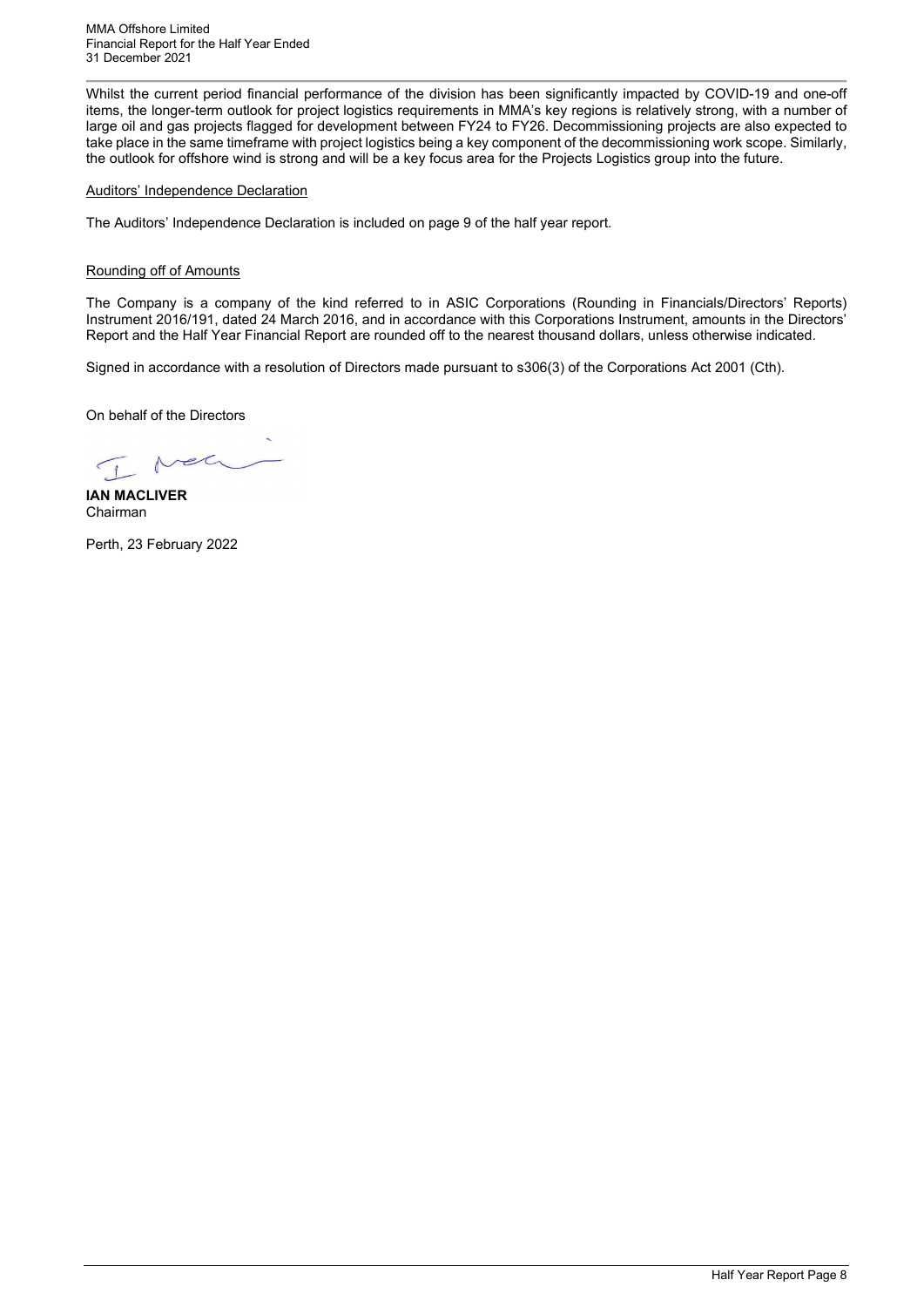Whilst the current period financial performance of the division has been significantly impacted by COVID-19 and one-off items, the longer-term outlook for project logistics requirements in MMA's key regions is relatively strong, with a number of large oil and gas projects flagged for development between FY24 to FY26. Decommissioning projects are also expected to take place in the same timeframe with project logistics being a key component of the decommissioning work scope. Similarly, the outlook for offshore wind is strong and will be a key focus area for the Projects Logistics group into the future.

Auditors' Independence Declaration

The Auditors' Independence Declaration is included on page 9 of the half year report.

Rounding off of Amounts

The Company is a company of the kind referred to in ASIC Corporations (Rounding in Financials/Directors' Reports) Instrument 2016/191, dated 24 March 2016, and in accordance with this Corporations Instrument, amounts in the Directors' Report and the Half Year Financial Report are rounded off to the nearest thousand dollars, unless otherwise indicated.

Signed in accordance with a resolution of Directors made pursuant to s306(3) of the Corporations Act 2001 (Cth).

On behalf of the Directors

**IAN MACLIVER**
Chairman

Perth, 23 February 2022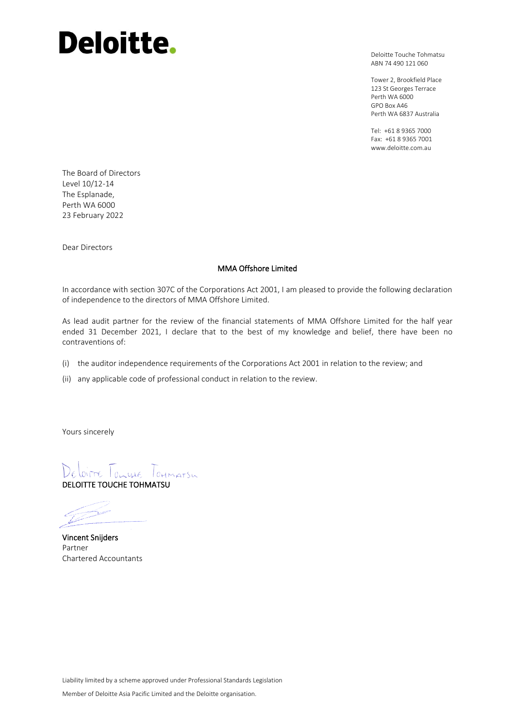# Deloitte.

Deloitte Touche Tohmatsu
ABN 74 490 121 060

Tower 2, Brookfield Place
123 St Georges Terrace
Perth WA 6000
GPO Box A46
Perth WA 6837 Australia

Tel: +61 8 9365 7000
Fax: +61 8 9365 7001
www.deloitte.com.au

The Board of Directors
Level 10/12-14
The Esplanade,
Perth WA 6000
23 February 2022

Dear Directors

**MMA Offshore Limited**

In accordance with section 307C of the Corporations Act 2001, I am pleased to provide the following declaration of independence to the directors of MMA Offshore Limited.

As lead audit partner for the review of the financial statements of MMA Offshore Limited for the half year ended 31 December 2021, I declare that to the best of my knowledge and belief, there have been no contraventions of:

(i) the auditor independence requirements of the Corporations Act 2001 in relation to the review; and

(ii) any applicable code of professional conduct in relation to the review.

Yours sincerely

Deloitte Touche Tohmatsu
DELOITTE TOUCHE TOHMATSU

**Vincent Snijders**
Partner
Chartered Accountants

Liability limited by a scheme approved under Professional Standards Legislation

Member of Deloitte Asia Pacific Limited and the Deloitte organisation.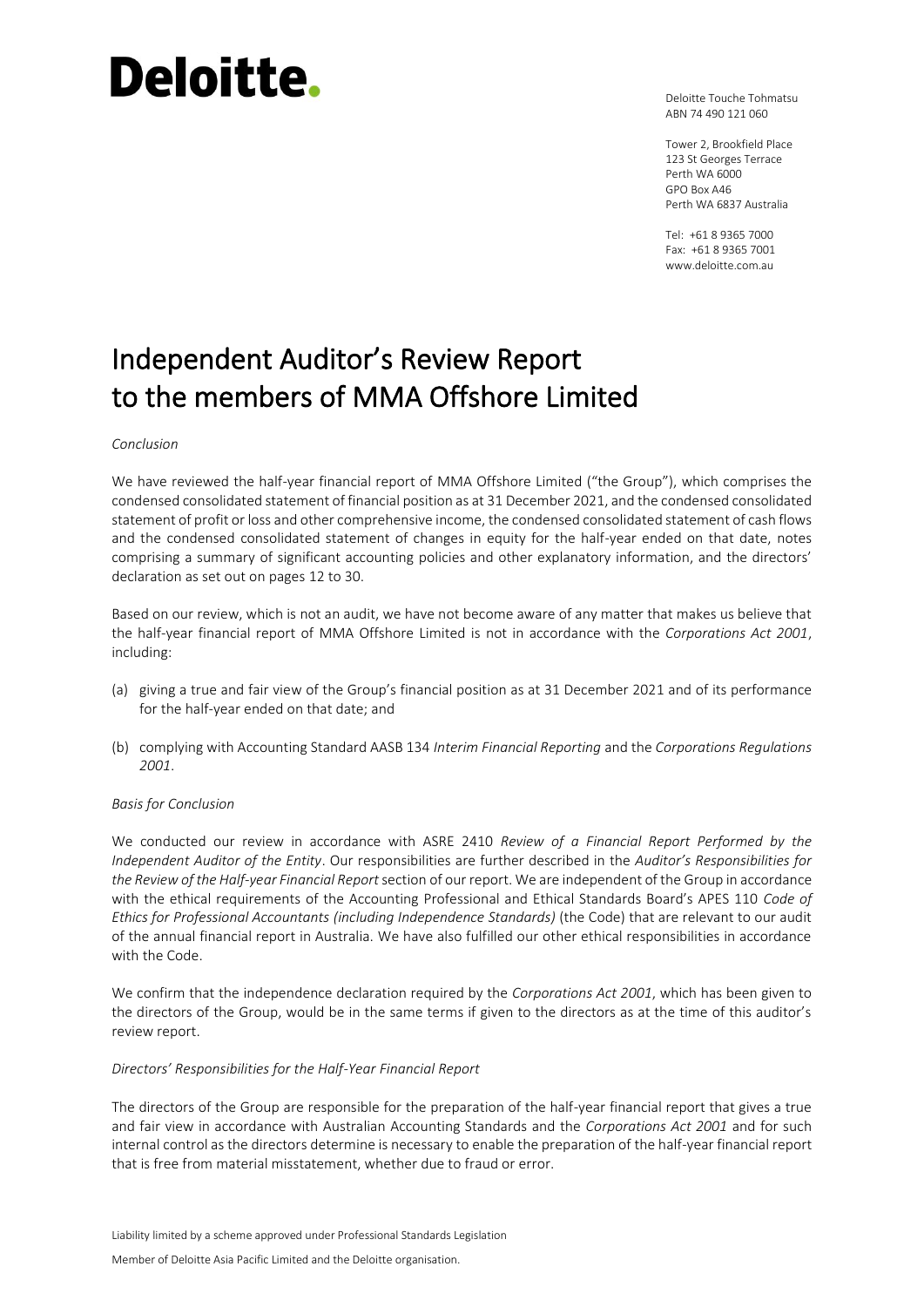# Deloitte.

Deloitte Touche Tohmatsu
ABN 74 490 121 060

Tower 2, Brookfield Place
123 St Georges Terrace
Perth WA 6000
GPO Box A46
Perth WA 6837 Australia

Tel: +61 8 9365 7000
Fax: +61 8 9365 7001
www.deloitte.com.au

# Independent Auditor's Review Report to the members of MMA Offshore Limited

*Conclusion*

We have reviewed the half-year financial report of MMA Offshore Limited ("the Group"), which comprises the condensed consolidated statement of financial position as at 31 December 2021, and the condensed consolidated statement of profit or loss and other comprehensive income, the condensed consolidated statement of cash flows and the condensed consolidated statement of changes in equity for the half-year ended on that date, notes comprising a summary of significant accounting policies and other explanatory information, and the directors' declaration as set out on pages 12 to 30.

Based on our review, which is not an audit, we have not become aware of any matter that makes us believe that the half-year financial report of MMA Offshore Limited is not in accordance with the *Corporations Act 2001*, including:

(a) giving a true and fair view of the Group's financial position as at 31 December 2021 and of its performance for the half-year ended on that date; and

(b) complying with Accounting Standard AASB 134 *Interim Financial Reporting* and the *Corporations Regulations 2001*.

*Basis for Conclusion*

We conducted our review in accordance with ASRE 2410 *Review of a Financial Report Performed by the Independent Auditor of the Entity*. Our responsibilities are further described in the *Auditor's Responsibilities for the Review of the Half-year Financial Report* section of our report. We are independent of the Group in accordance with the ethical requirements of the Accounting Professional and Ethical Standards Board's APES 110 *Code of Ethics for Professional Accountants (including Independence Standards)* (the Code) that are relevant to our audit of the annual financial report in Australia. We have also fulfilled our other ethical responsibilities in accordance with the Code.

We confirm that the independence declaration required by the *Corporations Act 2001*, which has been given to the directors of the Group, would be in the same terms if given to the directors as at the time of this auditor's review report.

*Directors' Responsibilities for the Half-Year Financial Report*

The directors of the Group are responsible for the preparation of the half-year financial report that gives a true and fair view in accordance with Australian Accounting Standards and the *Corporations Act 2001* and for such internal control as the directors determine is necessary to enable the preparation of the half-year financial report that is free from material misstatement, whether due to fraud or error.

Liability limited by a scheme approved under Professional Standards Legislation

Member of Deloitte Asia Pacific Limited and the Deloitte organisation.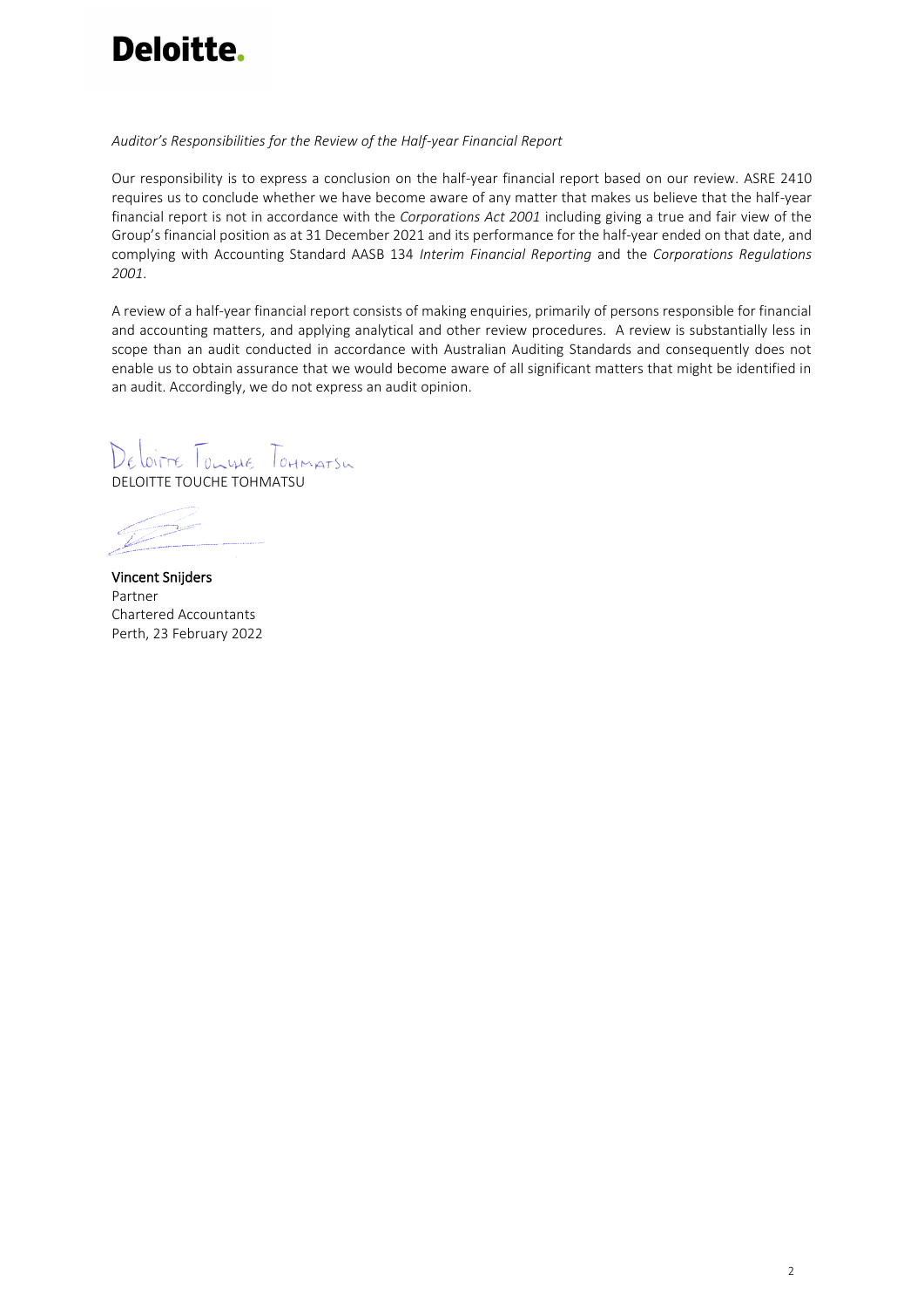*Auditor's Responsibilities for the Review of the Half-year Financial Report*

Our responsibility is to express a conclusion on the half-year financial report based on our review. ASRE 2410 requires us to conclude whether we have become aware of any matter that makes us believe that the half-year financial report is not in accordance with the *Corporations Act 2001* including giving a true and fair view of the Group's financial position as at 31 December 2021 and its performance for the half-year ended on that date, and complying with Accounting Standard AASB 134 *Interim Financial Reporting* and the *Corporations Regulations 2001*.

A review of a half-year financial report consists of making enquiries, primarily of persons responsible for financial and accounting matters, and applying analytical and other review procedures. A review is substantially less in scope than an audit conducted in accordance with Australian Auditing Standards and consequently does not enable us to obtain assurance that we would become aware of all significant matters that might be identified in an audit. Accordingly, we do not express an audit opinion.

DELOITTE TOUCHE TOHMATSU

**Vincent Snijders**
Partner
Chartered Accountants
Perth, 23 February 2022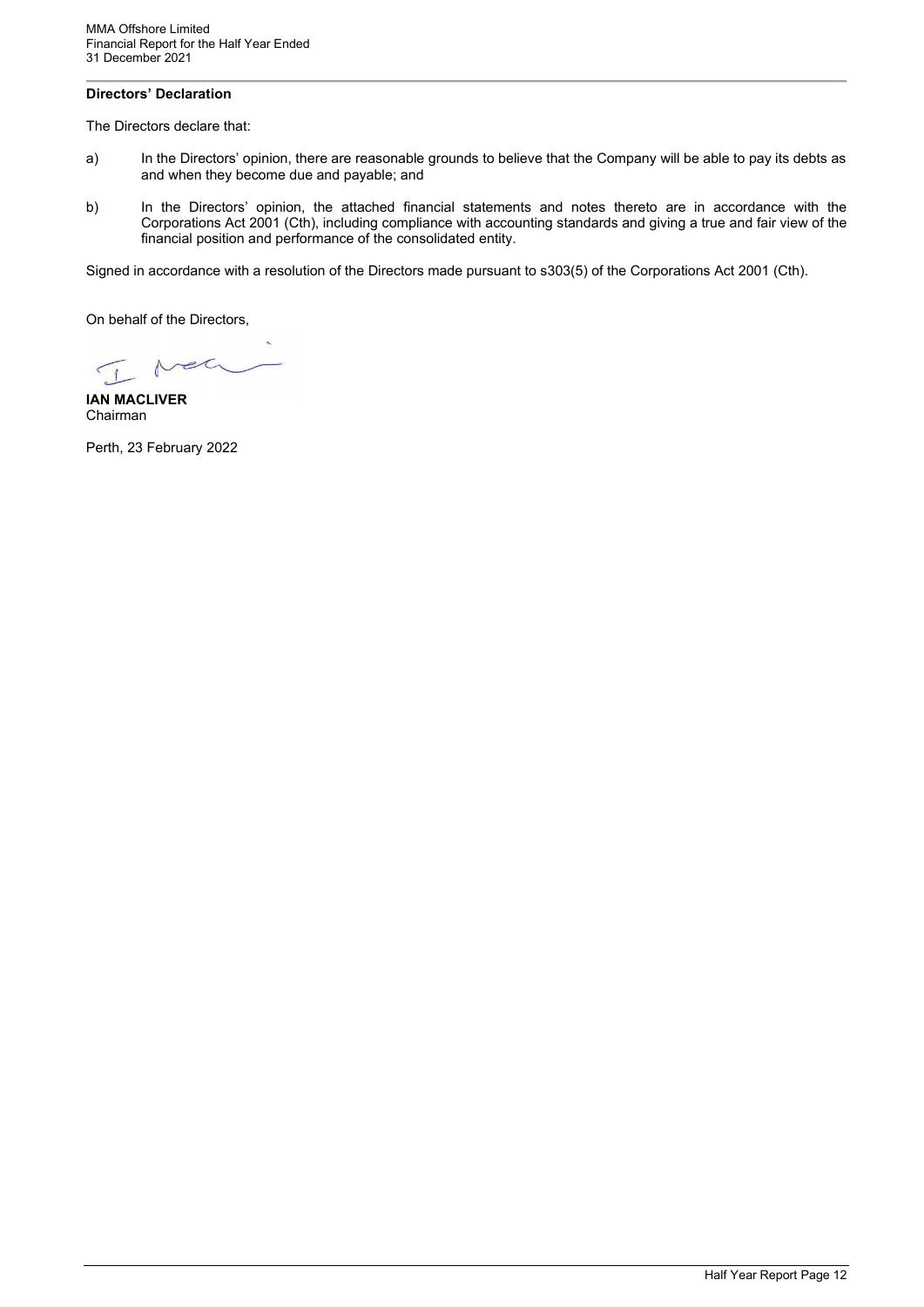**Directors' Declaration**

The Directors declare that:

a) In the Directors' opinion, there are reasonable grounds to believe that the Company will be able to pay its debts as and when they become due and payable; and

b) In the Directors' opinion, the attached financial statements and notes thereto are in accordance with the Corporations Act 2001 (Cth), including compliance with accounting standards and giving a true and fair view of the financial position and performance of the consolidated entity.

Signed in accordance with a resolution of the Directors made pursuant to s303(5) of the Corporations Act 2001 (Cth).

On behalf of the Directors,

**IAN MACLIVER**
Chairman

Perth, 23 February 2022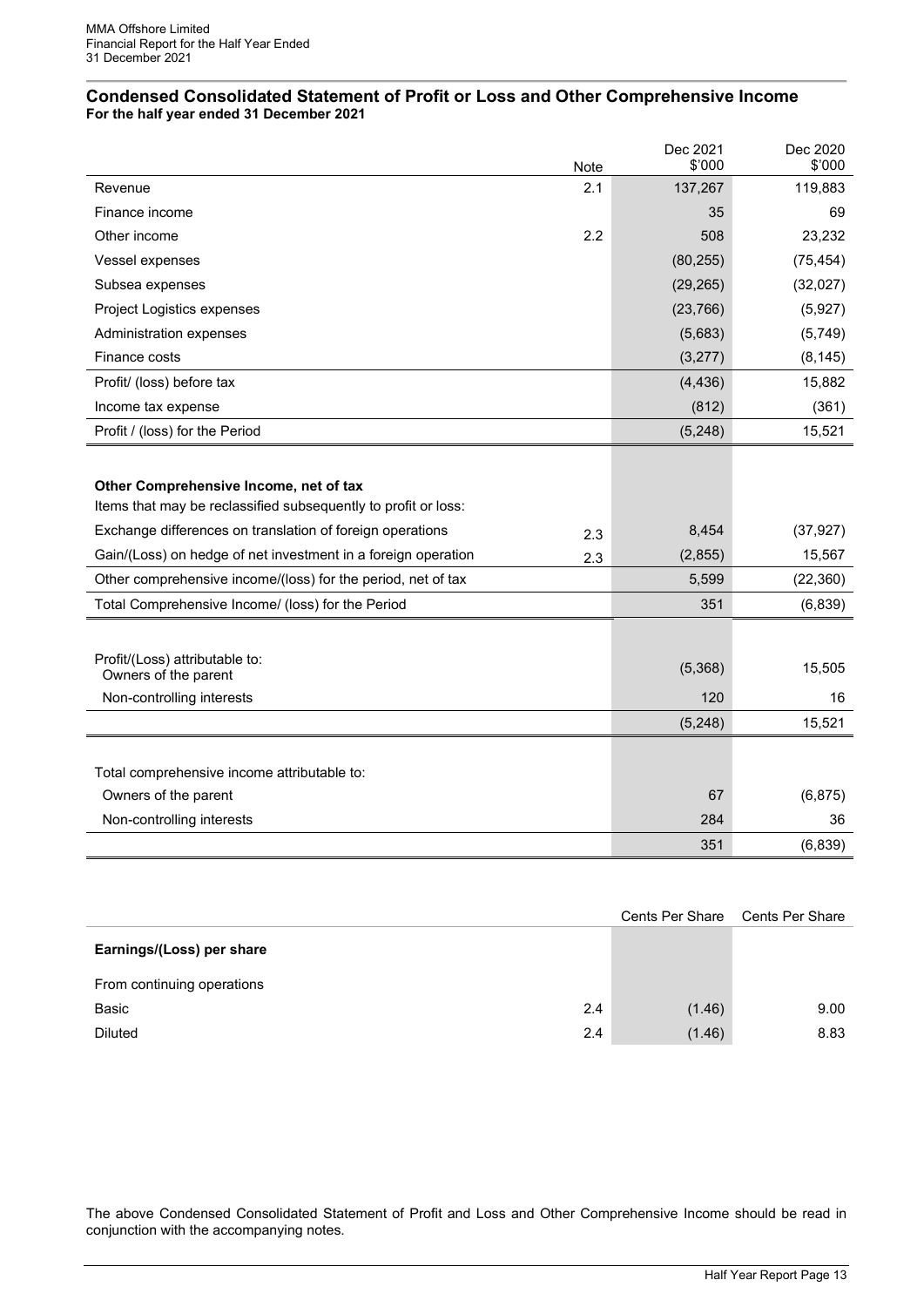## Condensed Consolidated Statement of Profit or Loss and Other Comprehensive Income

**For the half year ended 31 December 2021**

| | Note | Dec 2021 $'000 | Dec 2020 $'000 |
|---|---|---|---|
| Revenue | 2.1 | 137,267 | 119,883 |
| Finance income | | 35 | 69 |
| Other income | 2.2 | 508 | 23,232 |
| Vessel expenses | | (80,255) | (75,454) |
| Subsea expenses | | (29,265) | (32,027) |
| Project Logistics expenses | | (23,766) | (5,927) |
| Administration expenses | | (5,683) | (5,749) |
| Finance costs | | (3,277) | (8,145) |
| Profit/ (loss) before tax | | (4,436) | 15,882 |
| Income tax expense | | (812) | (361) |
| Profit / (loss) for the Period | | (5,248) | 15,521 |
| | | | |
| **Other Comprehensive Income, net of tax** | | | |
| Items that may be reclassified subsequently to profit or loss: | | | |
| Exchange differences on translation of foreign operations | 2.3 | 8,454 | (37,927) |
| Gain/(Loss) on hedge of net investment in a foreign operation | 2.3 | (2,855) | 15,567 |
| Other comprehensive income/(loss) for the period, net of tax | | 5,599 | (22,360) |
| Total Comprehensive Income/ (loss) for the Period | | 351 | (6,839) |
| | | | |
| Profit/(Loss) attributable to: Owners of the parent | | (5,368) | 15,505 |
| Non-controlling interests | | 120 | 16 |
| | | (5,248) | 15,521 |
| | | | |
| Total comprehensive income attributable to: | | | |
| Owners of the parent | | 67 | (6,875) |
| Non-controlling interests | | 284 | 36 |
| | | 351 | (6,839) |

| | | Cents Per Share | Cents Per Share |
|---|---|---|---|
| **Earnings/(Loss) per share** | | | |
| From continuing operations | | | |
| Basic | 2.4 | (1.46) | 9.00 |
| Diluted | 2.4 | (1.46) | 8.83 |

The above Condensed Consolidated Statement of Profit and Loss and Other Comprehensive Income should be read in conjunction with the accompanying notes.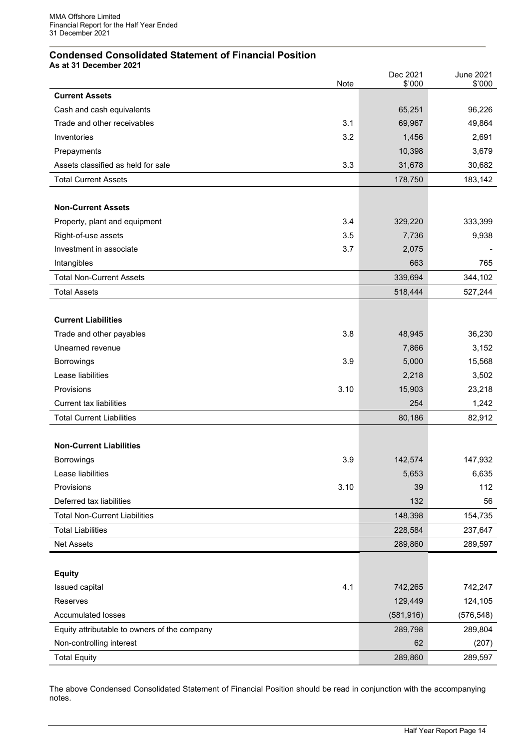MMA Offshore Limited
Financial Report for the Half Year Ended
31 December 2021

## Condensed Consolidated Statement of Financial Position

**As at 31 December 2021**

| | Note | Dec 2021 $'000 | June 2021 $'000 |
|---|---|---|---|
| **Current Assets** | | | |
| Cash and cash equivalents | | 65,251 | 96,226 |
| Trade and other receivables | 3.1 | 69,967 | 49,864 |
| Inventories | 3.2 | 1,456 | 2,691 |
| Prepayments | | 10,398 | 3,679 |
| Assets classified as held for sale | 3.3 | 31,678 | 30,682 |
| Total Current Assets | | 178,750 | 183,142 |
| | | | |
| **Non-Current Assets** | | | |
| Property, plant and equipment | 3.4 | 329,220 | 333,399 |
| Right-of-use assets | 3.5 | 7,736 | 9,938 |
| Investment in associate | 3.7 | 2,075 | - |
| Intangibles | | 663 | 765 |
| Total Non-Current Assets | | 339,694 | 344,102 |
| Total Assets | | 518,444 | 527,244 |
| | | | |
| **Current Liabilities** | | | |
| Trade and other payables | 3.8 | 48,945 | 36,230 |
| Unearned revenue | | 7,866 | 3,152 |
| Borrowings | 3.9 | 5,000 | 15,568 |
| Lease liabilities | | 2,218 | 3,502 |
| Provisions | 3.10 | 15,903 | 23,218 |
| Current tax liabilities | | 254 | 1,242 |
| Total Current Liabilities | | 80,186 | 82,912 |
| | | | |
| **Non-Current Liabilities** | | | |
| Borrowings | 3.9 | 142,574 | 147,932 |
| Lease liabilities | | 5,653 | 6,635 |
| Provisions | 3.10 | 39 | 112 |
| Deferred tax liabilities | | 132 | 56 |
| Total Non-Current Liabilities | | 148,398 | 154,735 |
| Total Liabilities | | 228,584 | 237,647 |
| Net Assets | | 289,860 | 289,597 |
| | | | |
| **Equity** | | | |
| Issued capital | 4.1 | 742,265 | 742,247 |
| Reserves | | 129,449 | 124,105 |
| Accumulated losses | | (581,916) | (576,548) |
| Equity attributable to owners of the company | | 289,798 | 289,804 |
| Non-controlling interest | | 62 | (207) |
| Total Equity | | 289,860 | 289,597 |

The above Condensed Consolidated Statement of Financial Position should be read in conjunction with the accompanying notes.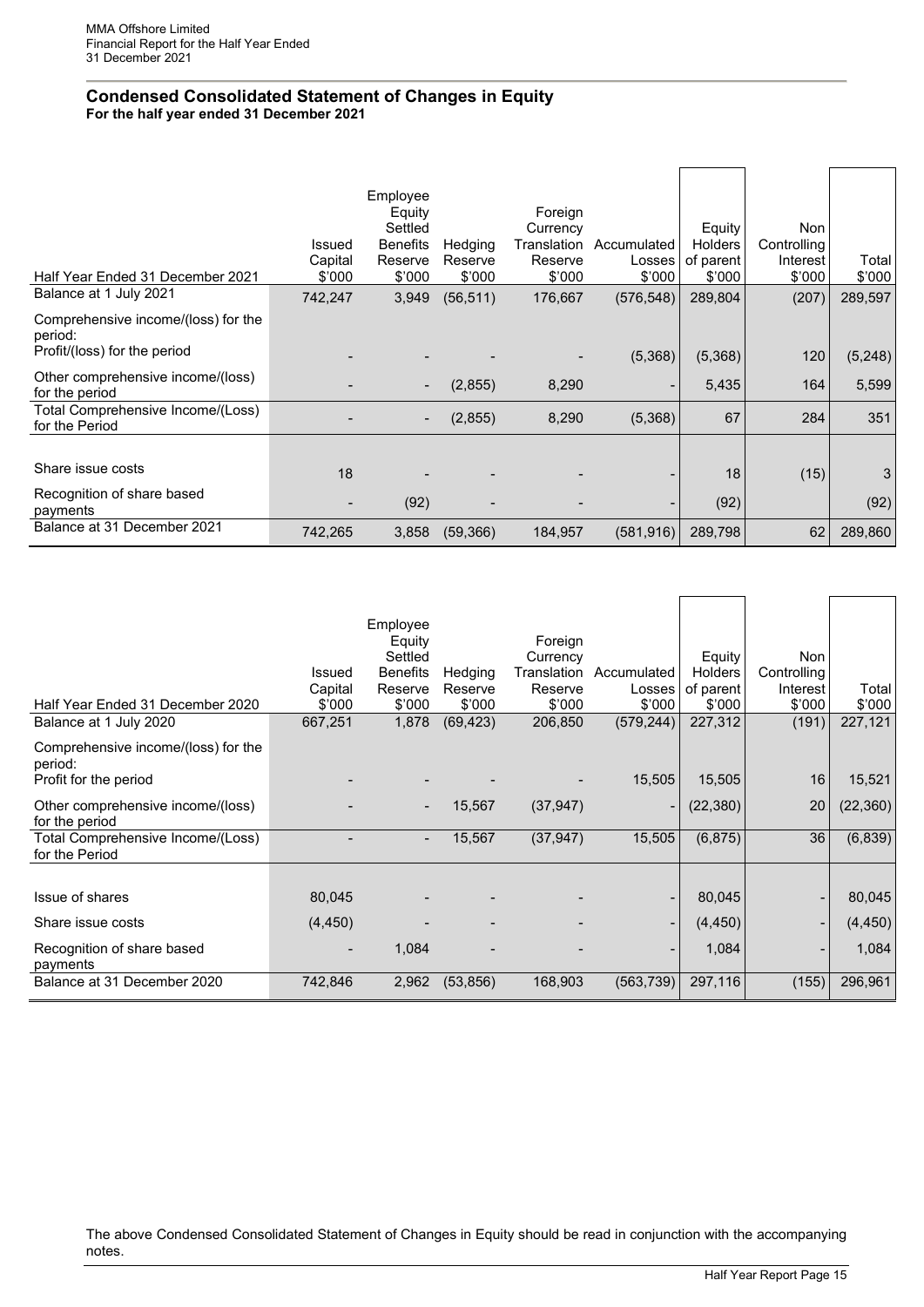## Condensed Consolidated Statement of Changes in Equity

**For the half year ended 31 December 2021**

| Half Year Ended 31 December 2021 | Issued Capital $'000 | Employee Equity Settled Benefits Reserve $'000 | Hedging Reserve $'000 | Foreign Currency Translation Reserve $'000 | Accumulated Losses $'000 | Equity Holders of parent $'000 | Non Controlling Interest $'000 | Total $'000 |
|---|---|---|---|---|---|---|---|---|
| Balance at 1 July 2021 | 742,247 | 3,949 | (56,511) | 176,667 | (576,548) | 289,804 | (207) | 289,597 |
| Comprehensive income/(loss) for the period: | | | | | | | | |
| Profit/(loss) for the period | - | - | - | - | (5,368) | (5,368) | 120 | (5,248) |
| Other comprehensive income/(loss) for the period | - | - | (2,855) | 8,290 | - | 5,435 | 164 | 5,599 |
| Total Comprehensive Income/(Loss) for the Period | - | - | (2,855) | 8,290 | (5,368) | 67 | 284 | 351 |
| Share issue costs | 18 | - | - | - | - | 18 | (15) | 3 |
| Recognition of share based payments | - | (92) | - | - | - | (92) | | (92) |
| Balance at 31 December 2021 | 742,265 | 3,858 | (59,366) | 184,957 | (581,916) | 289,798 | 62 | 289,860 |

| Half Year Ended 31 December 2020 | Issued Capital $'000 | Employee Equity Settled Benefits Reserve $'000 | Hedging Reserve $'000 | Foreign Currency Translation Reserve $'000 | Accumulated Losses $'000 | Equity Holders of parent $'000 | Non Controlling Interest $'000 | Total $'000 |
|---|---|---|---|---|---|---|---|---|
| Balance at 1 July 2020 | 667,251 | 1,878 | (69,423) | 206,850 | (579,244) | 227,312 | (191) | 227,121 |
| Comprehensive income/(loss) for the period: | | | | | | | | |
| Profit for the period | - | - | - | - | 15,505 | 15,505 | 16 | 15,521 |
| Other comprehensive income/(loss) for the period | - | - | 15,567 | (37,947) | - | (22,380) | 20 | (22,360) |
| Total Comprehensive Income/(Loss) for the Period | - | - | 15,567 | (37,947) | 15,505 | (6,875) | 36 | (6,839) |
| Issue of shares | 80,045 | - | - | - | - | 80,045 | - | 80,045 |
| Share issue costs | (4,450) | - | - | - | - | (4,450) | - | (4,450) |
| Recognition of share based payments | - | 1,084 | - | - | - | 1,084 | - | 1,084 |
| Balance at 31 December 2020 | 742,846 | 2,962 | (53,856) | 168,903 | (563,739) | 297,116 | (155) | 296,961 |

The above Condensed Consolidated Statement of Changes in Equity should be read in conjunction with the accompanying notes.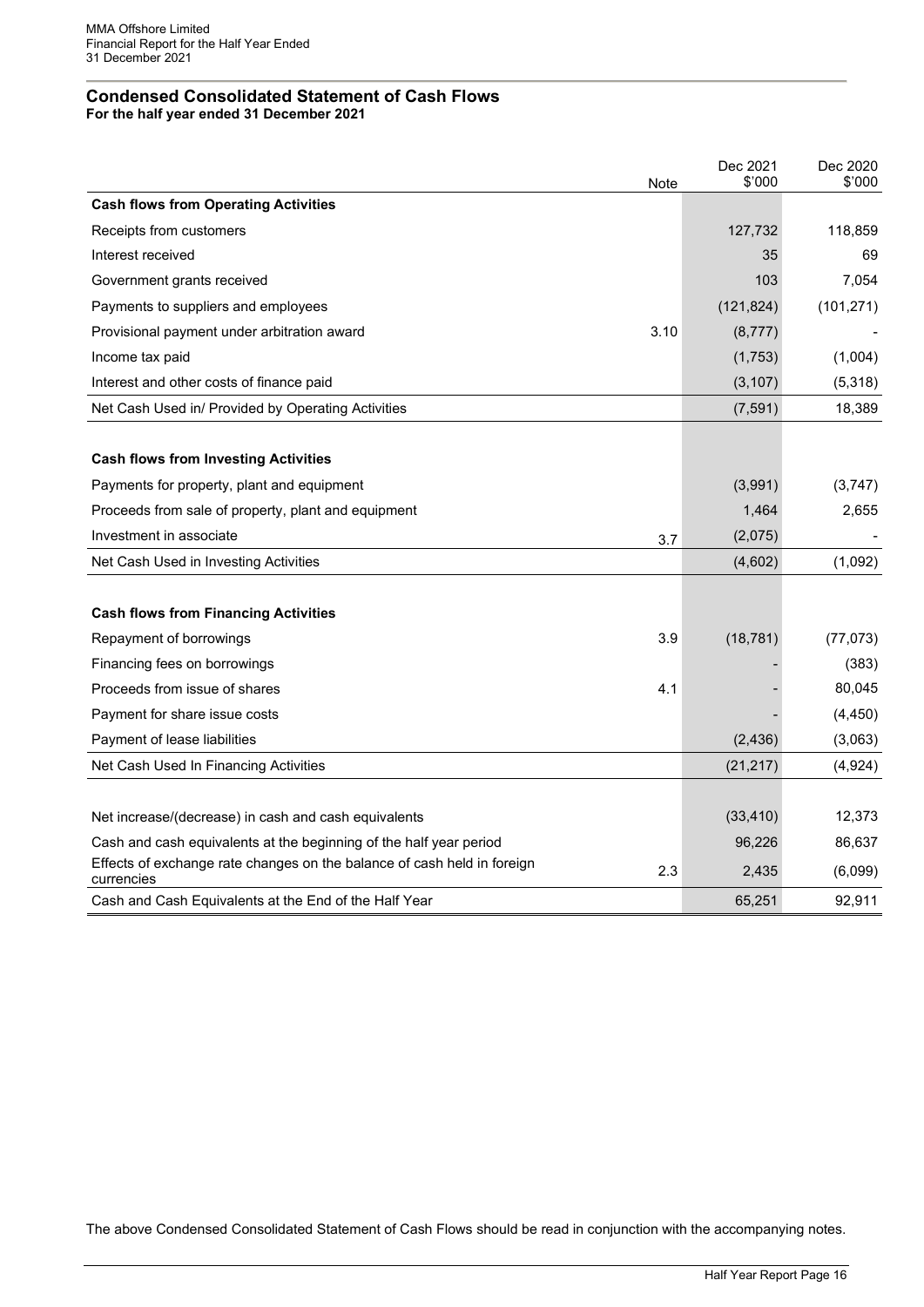## Condensed Consolidated Statement of Cash Flows

**For the half year ended 31 December 2021**

| | Note | Dec 2021 \$'000 | Dec 2020 \$'000 |
|---|---|---|---|
| **Cash flows from Operating Activities** | | | |
| Receipts from customers | | 127,732 | 118,859 |
| Interest received | | 35 | 69 |
| Government grants received | | 103 | 7,054 |
| Payments to suppliers and employees | | (121,824) | (101,271) |
| Provisional payment under arbitration award | 3.10 | (8,777) | - |
| Income tax paid | | (1,753) | (1,004) |
| Interest and other costs of finance paid | | (3,107) | (5,318) |
| Net Cash Used in/ Provided by Operating Activities | | (7,591) | 18,389 |
| | | | |
| **Cash flows from Investing Activities** | | | |
| Payments for property, plant and equipment | | (3,991) | (3,747) |
| Proceeds from sale of property, plant and equipment | | 1,464 | 2,655 |
| Investment in associate | 3.7 | (2,075) | - |
| Net Cash Used in Investing Activities | | (4,602) | (1,092) |
| | | | |
| **Cash flows from Financing Activities** | | | |
| Repayment of borrowings | 3.9 | (18,781) | (77,073) |
| Financing fees on borrowings | | - | (383) |
| Proceeds from issue of shares | 4.1 | - | 80,045 |
| Payment for share issue costs | | - | (4,450) |
| Payment of lease liabilities | | (2,436) | (3,063) |
| Net Cash Used In Financing Activities | | (21,217) | (4,924) |
| | | | |
| Net increase/(decrease) in cash and cash equivalents | | (33,410) | 12,373 |
| Cash and cash equivalents at the beginning of the half year period | | 96,226 | 86,637 |
| Effects of exchange rate changes on the balance of cash held in foreign currencies | 2.3 | 2,435 | (6,099) |
| Cash and Cash Equivalents at the End of the Half Year | | 65,251 | 92,911 |

The above Condensed Consolidated Statement of Cash Flows should be read in conjunction with the accompanying notes.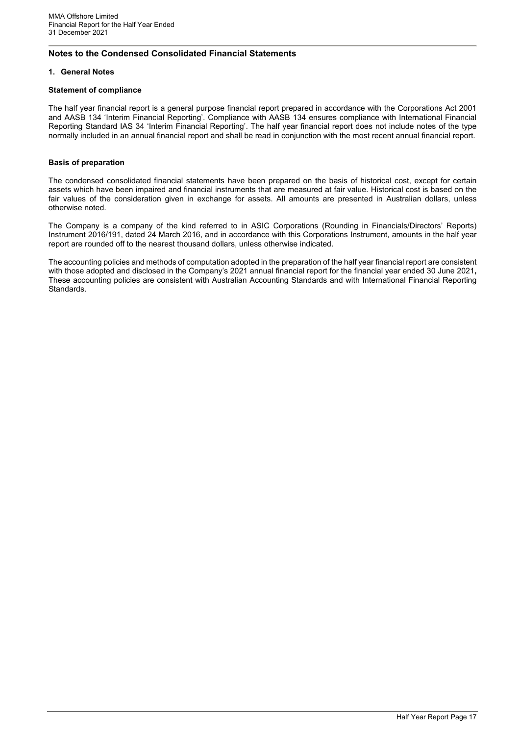## Notes to the Condensed Consolidated Financial Statements

### 1. General Notes

**Statement of compliance**

The half year financial report is a general purpose financial report prepared in accordance with the Corporations Act 2001 and AASB 134 'Interim Financial Reporting'. Compliance with AASB 134 ensures compliance with International Financial Reporting Standard IAS 34 'Interim Financial Reporting'. The half year financial report does not include notes of the type normally included in an annual financial report and shall be read in conjunction with the most recent annual financial report.

**Basis of preparation**

The condensed consolidated financial statements have been prepared on the basis of historical cost, except for certain assets which have been impaired and financial instruments that are measured at fair value. Historical cost is based on the fair values of the consideration given in exchange for assets. All amounts are presented in Australian dollars, unless otherwise noted.

The Company is a company of the kind referred to in ASIC Corporations (Rounding in Financials/Directors' Reports) Instrument 2016/191, dated 24 March 2016, and in accordance with this Corporations Instrument, amounts in the half year report are rounded off to the nearest thousand dollars, unless otherwise indicated.

The accounting policies and methods of computation adopted in the preparation of the half year financial report are consistent with those adopted and disclosed in the Company's 2021 annual financial report for the financial year ended 30 June 2021**,** These accounting policies are consistent with Australian Accounting Standards and with International Financial Reporting Standards.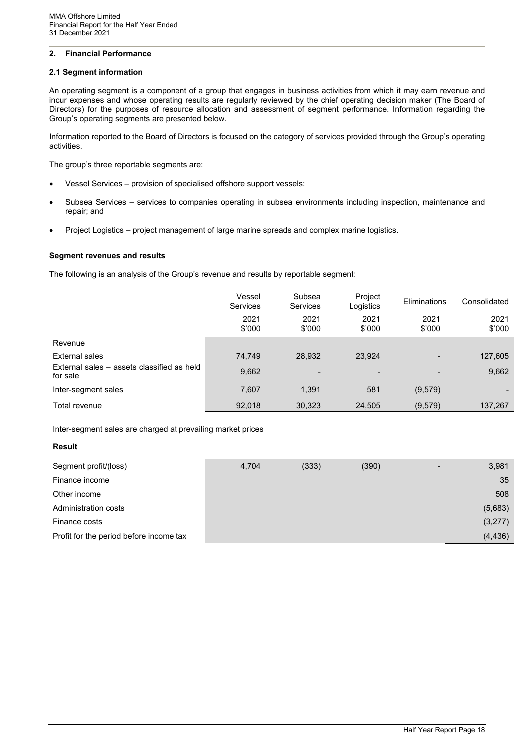## 2. Financial Performance

### 2.1 Segment information

An operating segment is a component of a group that engages in business activities from which it may earn revenue and incur expenses and whose operating results are regularly reviewed by the chief operating decision maker (The Board of Directors) for the purposes of resource allocation and assessment of segment performance. Information regarding the Group's operating segments are presented below.

Information reported to the Board of Directors is focused on the category of services provided through the Group's operating activities.

The group's three reportable segments are:

- Vessel Services – provision of specialised offshore support vessels;
- Subsea Services – services to companies operating in subsea environments including inspection, maintenance and repair; and
- Project Logistics – project management of large marine spreads and complex marine logistics.

**Segment revenues and results**

The following is an analysis of the Group's revenue and results by reportable segment:

| | Vessel Services | Subsea Services | Project Logistics | Eliminations | Consolidated |
|---|---|---|---|---|---|
| | 2021 $'000 | 2021 $'000 | 2021 $'000 | 2021 $'000 | 2021 $'000 |
| Revenue | | | | | |
| External sales | 74,749 | 28,932 | 23,924 | - | 127,605 |
| External sales – assets classified as held for sale | 9,662 | - | - | - | 9,662 |
| Inter-segment sales | 7,607 | 1,391 | 581 | (9,579) | - |
| Total revenue | 92,018 | 30,323 | 24,505 | (9,579) | 137,267 |
| Inter-segment sales are charged at prevailing market prices | | | | | |
| **Result** | | | | | |
| Segment profit/(loss) | 4,704 | (333) | (390) | - | 3,981 |
| Finance income | | | | | 35 |
| Other income | | | | | 508 |
| Administration costs | | | | | (5,683) |
| Finance costs | | | | | (3,277) |
| Profit for the period before income tax | | | | | (4,436) |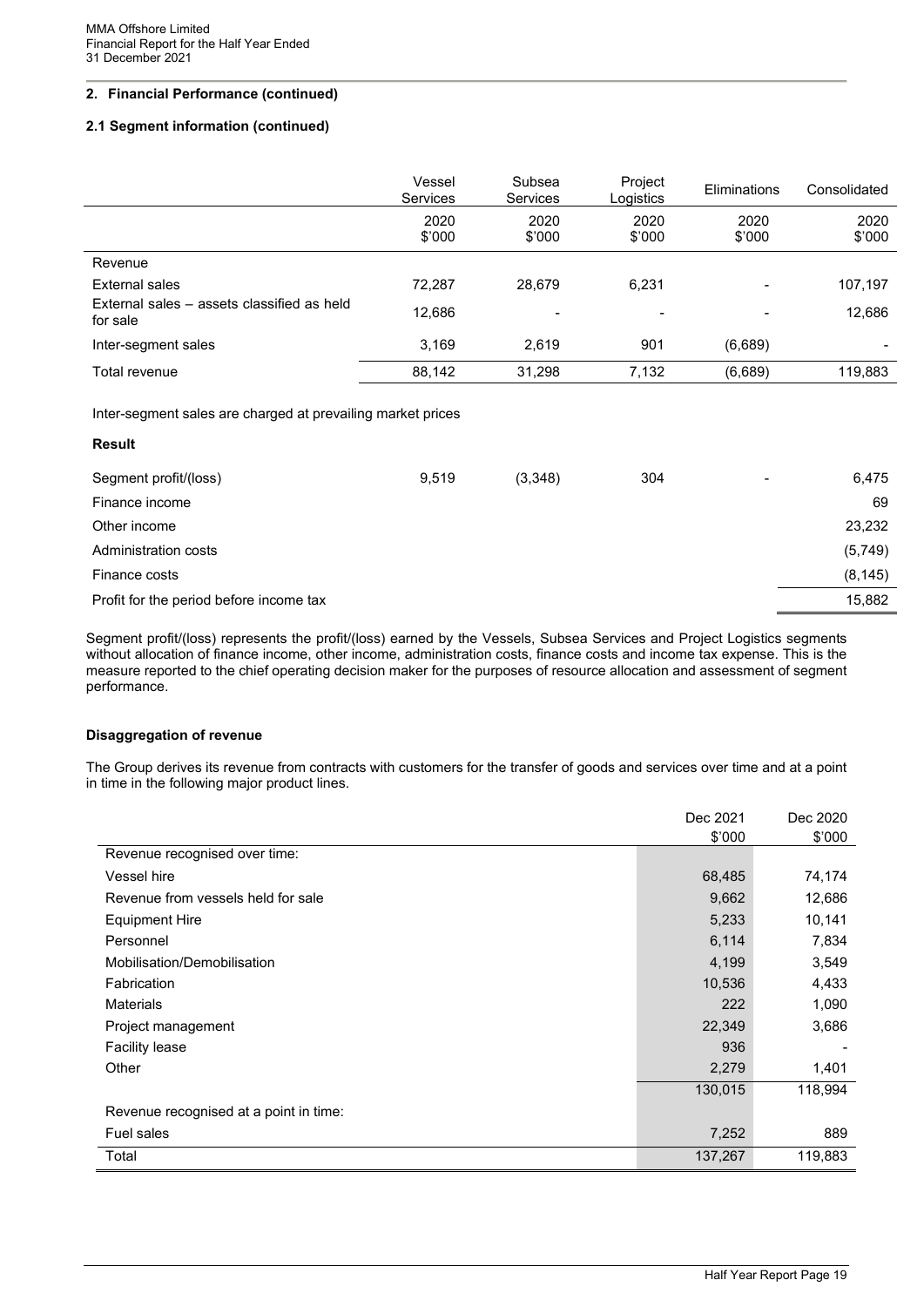## 2. Financial Performance (continued)

### 2.1 Segment information (continued)

| | Vessel Services | Subsea Services | Project Logistics | Eliminations | Consolidated |
|---|---|---|---|---|---|
| | 2020 $'000 | 2020 $'000 | 2020 $'000 | 2020 $'000 | 2020 $'000 |
| Revenue | | | | | |
| External sales | 72,287 | 28,679 | 6,231 | - | 107,197 |
| External sales – assets classified as held for sale | 12,686 | - | - | - | 12,686 |
| Inter-segment sales | 3,169 | 2,619 | 901 | (6,689) | - |
| Total revenue | 88,142 | 31,298 | 7,132 | (6,689) | 119,883 |
| Inter-segment sales are charged at prevailing market prices | | | | | |
| **Result** | | | | | |
| Segment profit/(loss) | 9,519 | (3,348) | 304 | - | 6,475 |
| Finance income | | | | | 69 |
| Other income | | | | | 23,232 |
| Administration costs | | | | | (5,749) |
| Finance costs | | | | | (8,145) |
| Profit for the period before income tax | | | | | 15,882 |

Segment profit/(loss) represents the profit/(loss) earned by the Vessels, Subsea Services and Project Logistics segments without allocation of finance income, other income, administration costs, finance costs and income tax expense. This is the measure reported to the chief operating decision maker for the purposes of resource allocation and assessment of segment performance.

### Disaggregation of revenue

The Group derives its revenue from contracts with customers for the transfer of goods and services over time and at a point in time in the following major product lines.

| | Dec 2021 $'000 | Dec 2020 $'000 |
|---|---|---|
| Revenue recognised over time: | | |
| Vessel hire | 68,485 | 74,174 |
| Revenue from vessels held for sale | 9,662 | 12,686 |
| Equipment Hire | 5,233 | 10,141 |
| Personnel | 6,114 | 7,834 |
| Mobilisation/Demobilisation | 4,199 | 3,549 |
| Fabrication | 10,536 | 4,433 |
| Materials | 222 | 1,090 |
| Project management | 22,349 | 3,686 |
| Facility lease | 936 | - |
| Other | 2,279 | 1,401 |
| | 130,015 | 118,994 |
| Revenue recognised at a point in time: | | |
| Fuel sales | 7,252 | 889 |
| Total | 137,267 | 119,883 |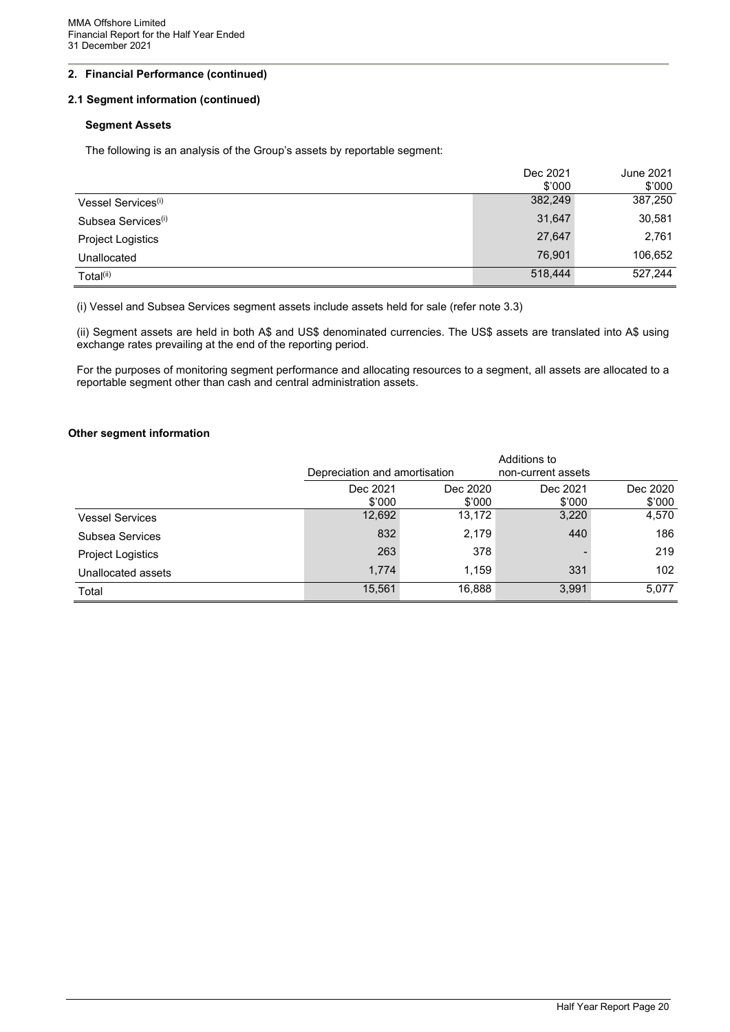## 2. Financial Performance (continued)

### 2.1 Segment information (continued)

**Segment Assets**

The following is an analysis of the Group's assets by reportable segment:

| | Dec 2021 $'000 | June 2021 $'000 |
|---|---|---|
| Vessel Services[(i)] | 382,249 | 387,250 |
| Subsea Services[(i)] | 31,647 | 30,581 |
| Project Logistics | 27,647 | 2,761 |
| Unallocated | 76,901 | 106,652 |
| Total[(ii)] | 518,444 | 527,244 |

(i) Vessel and Subsea Services segment assets include assets held for sale (refer note 3.3)

(ii) Segment assets are held in both A$ and US$ denominated currencies. The US$ assets are translated into A$ using exchange rates prevailing at the end of the reporting period.

For the purposes of monitoring segment performance and allocating resources to a segment, all assets are allocated to a reportable segment other than cash and central administration assets.

**Other segment information**

| | Depreciation and amortisation | | Additions to non-current assets | |
|---|---|---|---|---|
| | Dec 2021 $'000 | Dec 2020 $'000 | Dec 2021 $'000 | Dec 2020 $'000 |
| Vessel Services | 12,692 | 13,172 | 3,220 | 4,570 |
| Subsea Services | 832 | 2,179 | 440 | 186 |
| Project Logistics | 263 | 378 | - | 219 |
| Unallocated assets | 1,774 | 1,159 | 331 | 102 |
| Total | 15,561 | 16,888 | 3,991 | 5,077 |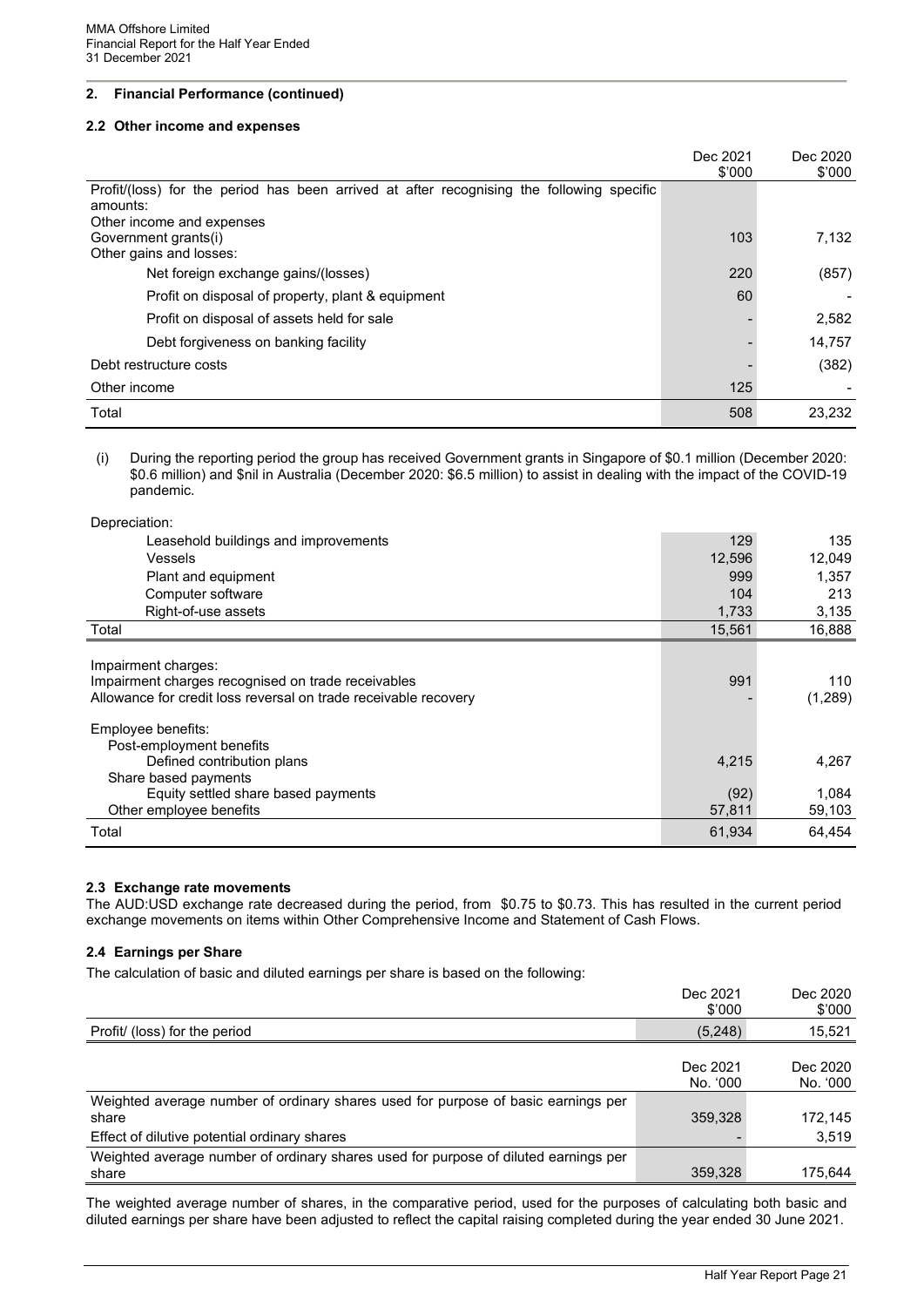## 2. Financial Performance (continued)

### 2.2 Other income and expenses

| | Dec 2021 $'000 | Dec 2020 $'000 |
|---|---|---|
| Profit/(loss) for the period has been arrived at after recognising the following specific amounts: | | |
| Other income and expenses | | |
| Government grants(i) | 103 | 7,132 |
| Other gains and losses: | | |
| Net foreign exchange gains/(losses) | 220 | (857) |
| Profit on disposal of property, plant & equipment | 60 | - |
| Profit on disposal of assets held for sale | - | 2,582 |
| Debt forgiveness on banking facility | - | 14,757 |
| Debt restructure costs | - | (382) |
| Other income | 125 | - |
| Total | 508 | 23,232 |

(i) During the reporting period the group has received Government grants in Singapore of $0.1 million (December 2020: $0.6 million) and $nil in Australia (December 2020: $6.5 million) to assist in dealing with the impact of the COVID-19 pandemic.

| | Dec 2021 $'000 | Dec 2020 $'000 |
|---|---|---|
| Depreciation: | | |
| Leasehold buildings and improvements | 129 | 135 |
| Vessels | 12,596 | 12,049 |
| Plant and equipment | 999 | 1,357 |
| Computer software | 104 | 213 |
| Right-of-use assets | 1,733 | 3,135 |
| Total | 15,561 | 16,888 |
| | | |
| Impairment charges: | | |
| Impairment charges recognised on trade receivables | 991 | 110 |
| Allowance for credit loss reversal on trade receivable recovery | - | (1,289) |
| | | |
| Employee benefits: | | |
| Post-employment benefits | | |
| Defined contribution plans | 4,215 | 4,267 |
| Share based payments | | |
| Equity settled share based payments | (92) | 1,084 |
| Other employee benefits | 57,811 | 59,103 |
| Total | 61,934 | 64,454 |

### 2.3 Exchange rate movements

The AUD:USD exchange rate decreased during the period, from $0.75 to $0.73. This has resulted in the current period exchange movements on items within Other Comprehensive Income and Statement of Cash Flows.

### 2.4 Earnings per Share

The calculation of basic and diluted earnings per share is based on the following:

| | Dec 2021 $'000 | Dec 2020 $'000 |
|---|---|---|
| Profit/ (loss) for the period | (5,248) | 15,521 |

| | Dec 2021 No. '000 | Dec 2020 No. '000 |
|---|---|---|
| Weighted average number of ordinary shares used for purpose of basic earnings per share | 359,328 | 172,145 |
| Effect of dilutive potential ordinary shares | - | 3,519 |
| Weighted average number of ordinary shares used for purpose of diluted earnings per share | 359,328 | 175,644 |

The weighted average number of shares, in the comparative period, used for the purposes of calculating both basic and diluted earnings per share have been adjusted to reflect the capital raising completed during the year ended 30 June 2021.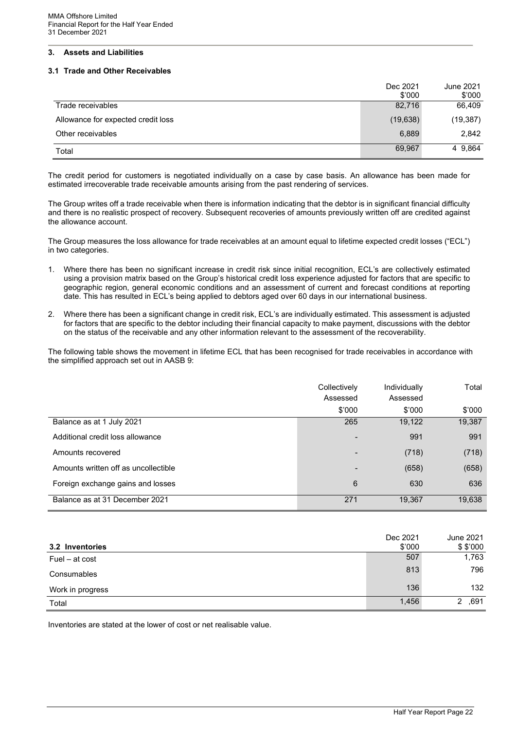## 3. Assets and Liabilities

### 3.1 Trade and Other Receivables

| | Dec 2021<br>$'000 | June 2021<br>$'000 |
|---|---|---|
| Trade receivables | 82,716 | 66,409 |
| Allowance for expected credit loss | (19,638) | (19,387) |
| Other receivables | 6,889 | 2,842 |
| Total | 69,967 | 4 9,864 |

The credit period for customers is negotiated individually on a case by case basis. An allowance has been made for estimated irrecoverable trade receivable amounts arising from the past rendering of services.

The Group writes off a trade receivable when there is information indicating that the debtor is in significant financial difficulty and there is no realistic prospect of recovery. Subsequent recoveries of amounts previously written off are credited against the allowance account.

The Group measures the loss allowance for trade receivables at an amount equal to lifetime expected credit losses ("ECL") in two categories.

1. Where there has been no significant increase in credit risk since initial recognition, ECL's are collectively estimated using a provision matrix based on the Group's historical credit loss experience adjusted for factors that are specific to geographic region, general economic conditions and an assessment of current and forecast conditions at reporting date. This has resulted in ECL's being applied to debtors aged over 60 days in our international business.
2. Where there has been a significant change in credit risk, ECL's are individually estimated. This assessment is adjusted for factors that are specific to the debtor including their financial capacity to make payment, discussions with the debtor on the status of the receivable and any other information relevant to the assessment of the recoverability.

The following table shows the movement in lifetime ECL that has been recognised for trade receivables in accordance with the simplified approach set out in AASB 9:

| | Collectively Assessed<br>$'000 | Individually Assessed<br>$'000 | Total<br>$'000 |
|---|---|---|---|
| Balance as at 1 July 2021 | 265 | 19,122 | 19,387 |
| Additional credit loss allowance | - | 991 | 991 |
| Amounts recovered | - | (718) | (718) |
| Amounts written off as uncollectible | - | (658) | (658) |
| Foreign exchange gains and losses | 6 | 630 | 636 |
| Balance as at 31 December 2021 | 271 | 19,367 | 19,638 |

| 3.2 Inventories | Dec 2021<br>$'000 | June 2021<br>$ $'000 |
|---|---|---|
| Fuel – at cost | 507 | 1,763 |
| Consumables | 813 | 796 |
| Work in progress | 136 | 132 |
| Total | 1,456 | 2 ,691 |

Inventories are stated at the lower of cost or net realisable value.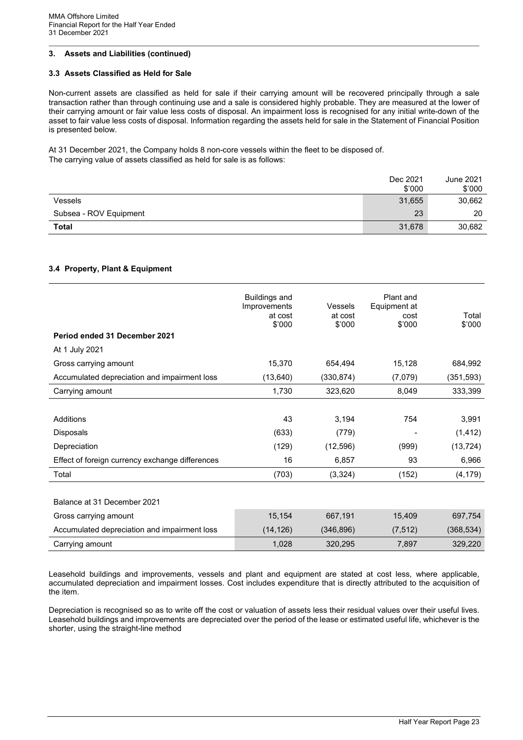### 3. Assets and Liabilities (continued)

#### 3.3 Assets Classified as Held for Sale

Non-current assets are classified as held for sale if their carrying amount will be recovered principally through a sale transaction rather than through continuing use and a sale is considered highly probable. They are measured at the lower of their carrying amount or fair value less costs of disposal. An impairment loss is recognised for any initial write-down of the asset to fair value less costs of disposal. Information regarding the assets held for sale in the Statement of Financial Position is presented below.

At 31 December 2021, the Company holds 8 non-core vessels within the fleet to be disposed of.
The carrying value of assets classified as held for sale is as follows:

| | Dec 2021 $'000 | June 2021 $'000 |
|---|---|---|
| Vessels | 31,655 | 30,662 |
| Subsea - ROV Equipment | 23 | 20 |
| **Total** | 31,678 | 30,682 |

#### 3.4 Property, Plant & Equipment

| | Buildings and Improvements at cost $'000 | Vessels at cost $'000 | Plant and Equipment at cost $'000 | Total $'000 |
|---|---|---|---|---|
| **Period ended 31 December 2021** | | | | |
| At 1 July 2021 | | | | |
| Gross carrying amount | 15,370 | 654,494 | 15,128 | 684,992 |
| Accumulated depreciation and impairment loss | (13,640) | (330,874) | (7,079) | (351,593) |
| Carrying amount | 1,730 | 323,620 | 8,049 | 333,399 |
| | | | | |
| Additions | 43 | 3,194 | 754 | 3,991 |
| Disposals | (633) | (779) | - | (1,412) |
| Depreciation | (129) | (12,596) | (999) | (13,724) |
| Effect of foreign currency exchange differences | 16 | 6,857 | 93 | 6,966 |
| Total | (703) | (3,324) | (152) | (4,179) |
| | | | | |
| Balance at 31 December 2021 | | | | |
| Gross carrying amount | 15,154 | 667,191 | 15,409 | 697,754 |
| Accumulated depreciation and impairment loss | (14,126) | (346,896) | (7,512) | (368,534) |
| Carrying amount | 1,028 | 320,295 | 7,897 | 329,220 |

Leasehold buildings and improvements, vessels and plant and equipment are stated at cost less, where applicable, accumulated depreciation and impairment losses. Cost includes expenditure that is directly attributed to the acquisition of the item.

Depreciation is recognised so as to write off the cost or valuation of assets less their residual values over their useful lives. Leasehold buildings and improvements are depreciated over the period of the lease or estimated useful life, whichever is the shorter, using the straight-line method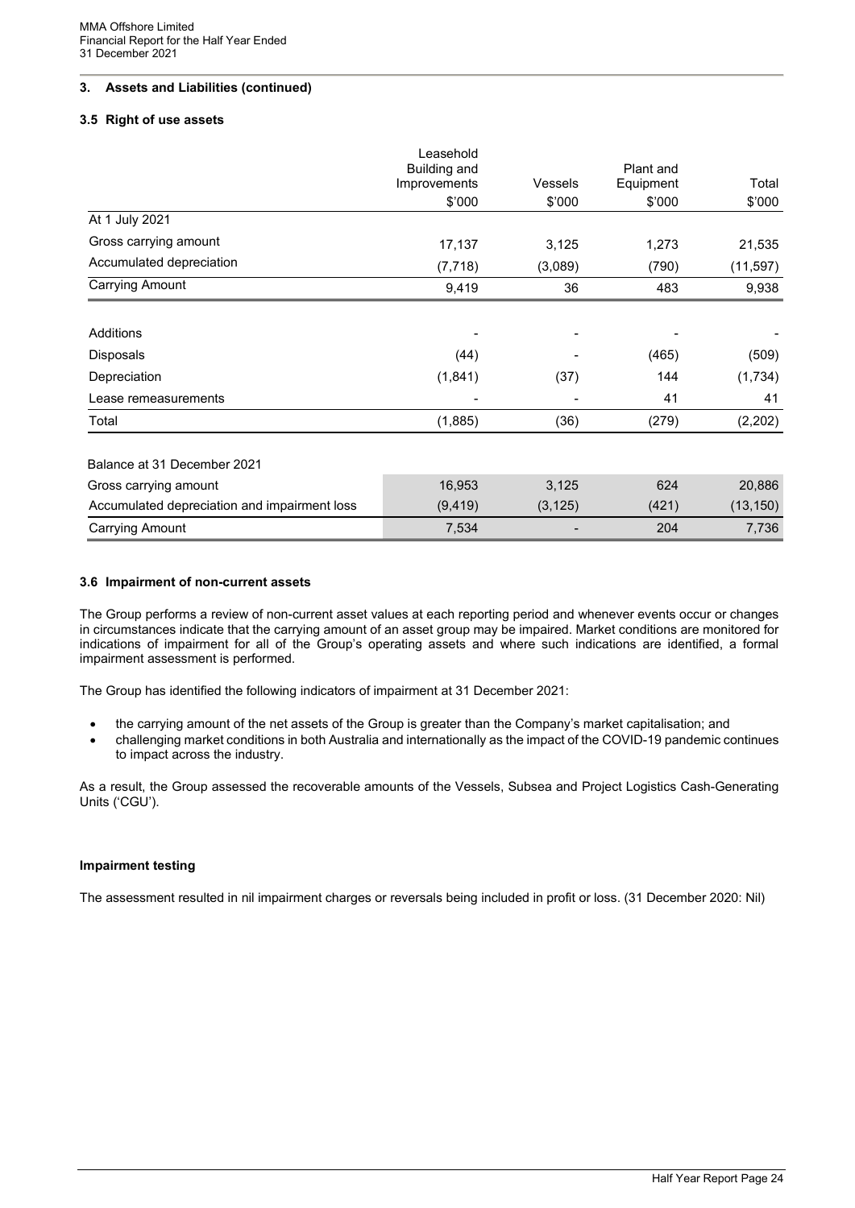## 3. Assets and Liabilities (continued)

### 3.5 Right of use assets

| | Leasehold Building and Improvements | Vessels | Plant and Equipment | Total |
|---|---|---|---|---|
| | $'000 | $'000 | $'000 | $'000 |
| At 1 July 2021 | | | | |
| Gross carrying amount | 17,137 | 3,125 | 1,273 | 21,535 |
| Accumulated depreciation | (7,718) | (3,089) | (790) | (11,597) |
| Carrying Amount | 9,419 | 36 | 483 | 9,938 |
| | | | | |
| Additions | - | - | - | - |
| Disposals | (44) | - | (465) | (509) |
| Depreciation | (1,841) | (37) | 144 | (1,734) |
| Lease remeasurements | - | - | 41 | 41 |
| Total | (1,885) | (36) | (279) | (2,202) |
| | | | | |
| Balance at 31 December 2021 | | | | |
| Gross carrying amount | 16,953 | 3,125 | 624 | 20,886 |
| Accumulated depreciation and impairment loss | (9,419) | (3,125) | (421) | (13,150) |
| Carrying Amount | 7,534 | - | 204 | 7,736 |

### 3.6 Impairment of non-current assets

The Group performs a review of non-current asset values at each reporting period and whenever events occur or changes in circumstances indicate that the carrying amount of an asset group may be impaired. Market conditions are monitored for indications of impairment for all of the Group's operating assets and where such indications are identified, a formal impairment assessment is performed.

The Group has identified the following indicators of impairment at 31 December 2021:

- the carrying amount of the net assets of the Group is greater than the Company's market capitalisation; and
- challenging market conditions in both Australia and internationally as the impact of the COVID-19 pandemic continues to impact across the industry.

As a result, the Group assessed the recoverable amounts of the Vessels, Subsea and Project Logistics Cash-Generating Units ('CGU').

**Impairment testing**

The assessment resulted in nil impairment charges or reversals being included in profit or loss. (31 December 2020: Nil)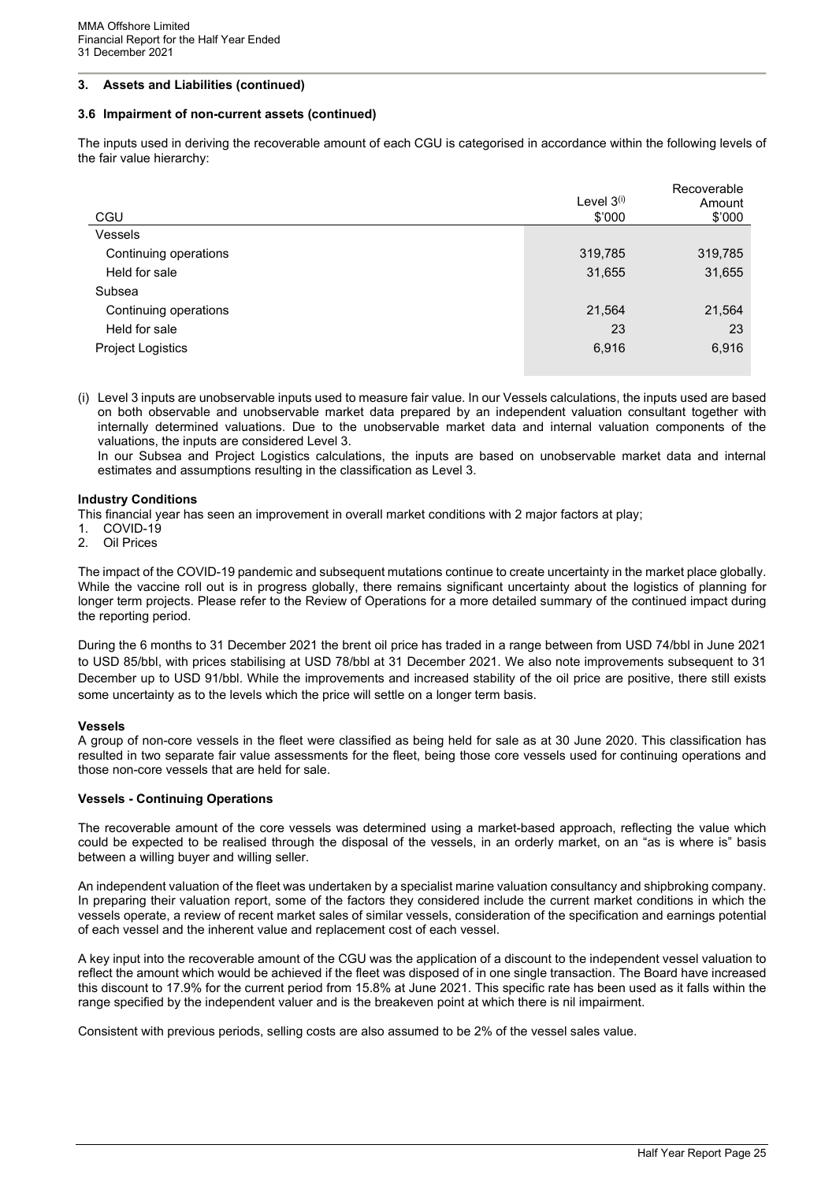## 3. Assets and Liabilities (continued)

### 3.6 Impairment of non-current assets (continued)

The inputs used in deriving the recoverable amount of each CGU is categorised in accordance within the following levels of the fair value hierarchy:

| CGU | Level 3[(i)] $'000 | Recoverable Amount $'000 |
|---|---|---|
| Vessels | | |
| Continuing operations | 319,785 | 319,785 |
| Held for sale | 31,655 | 31,655 |
| Subsea | | |
| Continuing operations | 21,564 | 21,564 |
| Held for sale | 23 | 23 |
| Project Logistics | 6,916 | 6,916 |

(i) Level 3 inputs are unobservable inputs used to measure fair value. In our Vessels calculations, the inputs used are based on both observable and unobservable market data prepared by an independent valuation consultant together with internally determined valuations. Due to the unobservable market data and internal valuation components of the valuations, the inputs are considered Level 3.
In our Subsea and Project Logistics calculations, the inputs are based on unobservable market data and internal estimates and assumptions resulting in the classification as Level 3.

**Industry Conditions**

This financial year has seen an improvement in overall market conditions with 2 major factors at play;

1. COVID-19
2. Oil Prices

The impact of the COVID-19 pandemic and subsequent mutations continue to create uncertainty in the market place globally. While the vaccine roll out is in progress globally, there remains significant uncertainty about the logistics of planning for longer term projects. Please refer to the Review of Operations for a more detailed summary of the continued impact during the reporting period.

During the 6 months to 31 December 2021 the brent oil price has traded in a range between from USD 74/bbl in June 2021 to USD 85/bbl, with prices stabilising at USD 78/bbl at 31 December 2021. We also note improvements subsequent to 31 December up to USD 91/bbl. While the improvements and increased stability of the oil price are positive, there still exists some uncertainty as to the levels which the price will settle on a longer term basis.

**Vessels**

A group of non-core vessels in the fleet were classified as being held for sale as at 30 June 2020. This classification has resulted in two separate fair value assessments for the fleet, being those core vessels used for continuing operations and those non-core vessels that are held for sale.

**Vessels - Continuing Operations**

The recoverable amount of the core vessels was determined using a market-based approach, reflecting the value which could be expected to be realised through the disposal of the vessels, in an orderly market, on an "as is where is" basis between a willing buyer and willing seller.

An independent valuation of the fleet was undertaken by a specialist marine valuation consultancy and shipbroking company. In preparing their valuation report, some of the factors they considered include the current market conditions in which the vessels operate, a review of recent market sales of similar vessels, consideration of the specification and earnings potential of each vessel and the inherent value and replacement cost of each vessel.

A key input into the recoverable amount of the CGU was the application of a discount to the independent vessel valuation to reflect the amount which would be achieved if the fleet was disposed of in one single transaction. The Board have increased this discount to 17.9% for the current period from 15.8% at June 2021. This specific rate has been used as it falls within the range specified by the independent valuer and is the breakeven point at which there is nil impairment.

Consistent with previous periods, selling costs are also assumed to be 2% of the vessel sales value.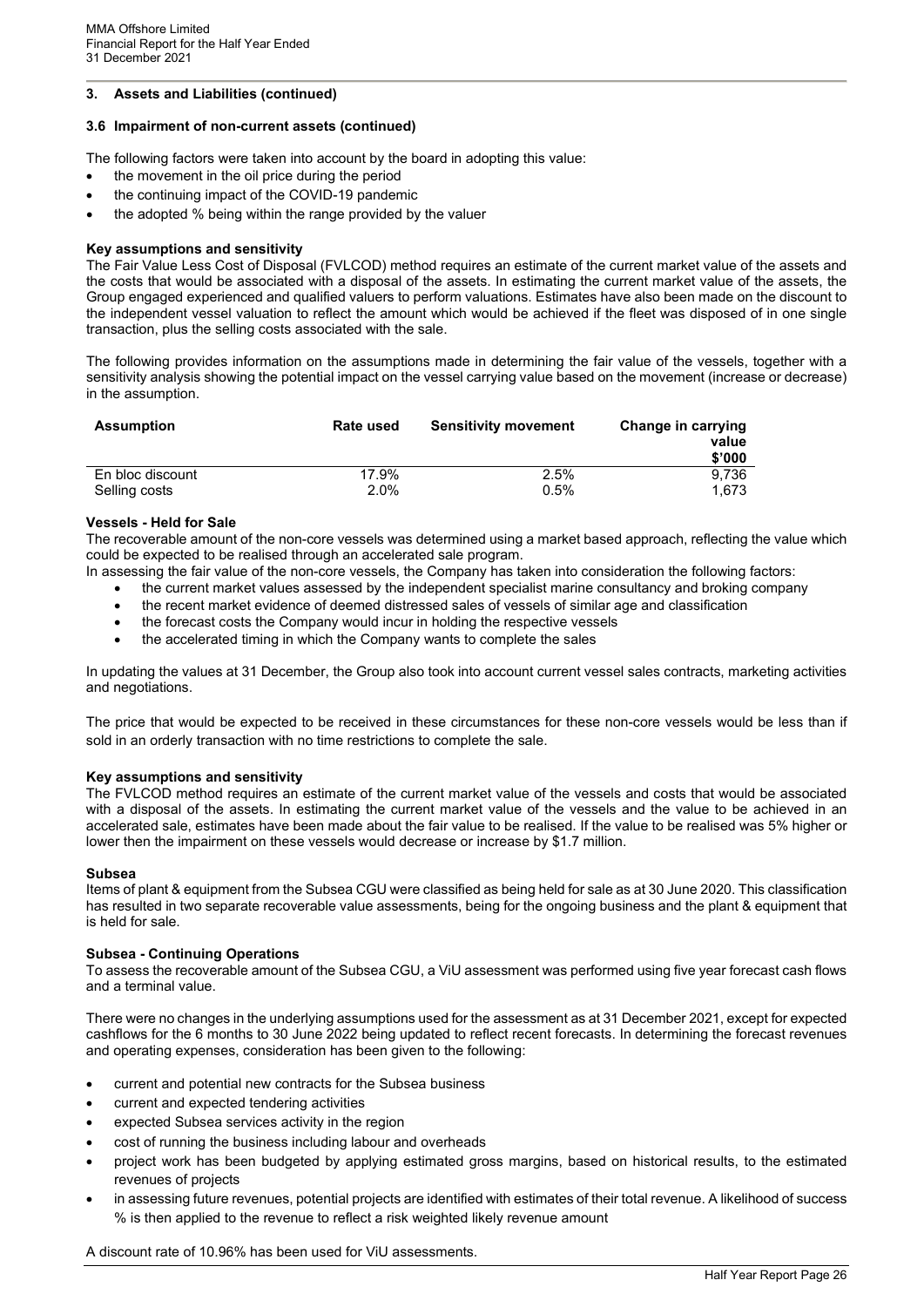## 3. Assets and Liabilities (continued)

### 3.6 Impairment of non-current assets (continued)

The following factors were taken into account by the board in adopting this value:

- the movement in the oil price during the period
- the continuing impact of the COVID-19 pandemic
- the adopted % being within the range provided by the valuer

**Key assumptions and sensitivity**

The Fair Value Less Cost of Disposal (FVLCOD) method requires an estimate of the current market value of the assets and the costs that would be associated with a disposal of the assets. In estimating the current market value of the assets, the Group engaged experienced and qualified valuers to perform valuations. Estimates have also been made on the discount to the independent vessel valuation to reflect the amount which would be achieved if the fleet was disposed of in one single transaction, plus the selling costs associated with the sale.

The following provides information on the assumptions made in determining the fair value of the vessels, together with a sensitivity analysis showing the potential impact on the vessel carrying value based on the movement (increase or decrease) in the assumption.

| Assumption | Rate used | Sensitivity movement | Change in carrying value $'000 |
|---|---|---|---|
| En bloc discount | 17.9% | 2.5% | 9,736 |
| Selling costs | 2.0% | 0.5% | 1,673 |

**Vessels - Held for Sale**

The recoverable amount of the non-core vessels was determined using a market based approach, reflecting the value which could be expected to be realised through an accelerated sale program.

In assessing the fair value of the non-core vessels, the Company has taken into consideration the following factors:

- the current market values assessed by the independent specialist marine consultancy and broking company
- the recent market evidence of deemed distressed sales of vessels of similar age and classification
- the forecast costs the Company would incur in holding the respective vessels
- the accelerated timing in which the Company wants to complete the sales

In updating the values at 31 December, the Group also took into account current vessel sales contracts, marketing activities and negotiations.

The price that would be expected to be received in these circumstances for these non-core vessels would be less than if sold in an orderly transaction with no time restrictions to complete the sale.

**Key assumptions and sensitivity**

The FVLCOD method requires an estimate of the current market value of the vessels and costs that would be associated with a disposal of the assets. In estimating the current market value of the vessels and the value to be achieved in an accelerated sale, estimates have been made about the fair value to be realised. If the value to be realised was 5% higher or lower then the impairment on these vessels would decrease or increase by $1.7 million.

**Subsea**

Items of plant & equipment from the Subsea CGU were classified as being held for sale as at 30 June 2020. This classification has resulted in two separate recoverable value assessments, being for the ongoing business and the plant & equipment that is held for sale.

**Subsea - Continuing Operations**

To assess the recoverable amount of the Subsea CGU, a ViU assessment was performed using five year forecast cash flows and a terminal value.

There were no changes in the underlying assumptions used for the assessment as at 31 December 2021, except for expected cashflows for the 6 months to 30 June 2022 being updated to reflect recent forecasts. In determining the forecast revenues and operating expenses, consideration has been given to the following:

- current and potential new contracts for the Subsea business
- current and expected tendering activities
- expected Subsea services activity in the region
- cost of running the business including labour and overheads
- project work has been budgeted by applying estimated gross margins, based on historical results, to the estimated revenues of projects
- in assessing future revenues, potential projects are identified with estimates of their total revenue. A likelihood of success % is then applied to the revenue to reflect a risk weighted likely revenue amount

A discount rate of 10.96% has been used for ViU assessments.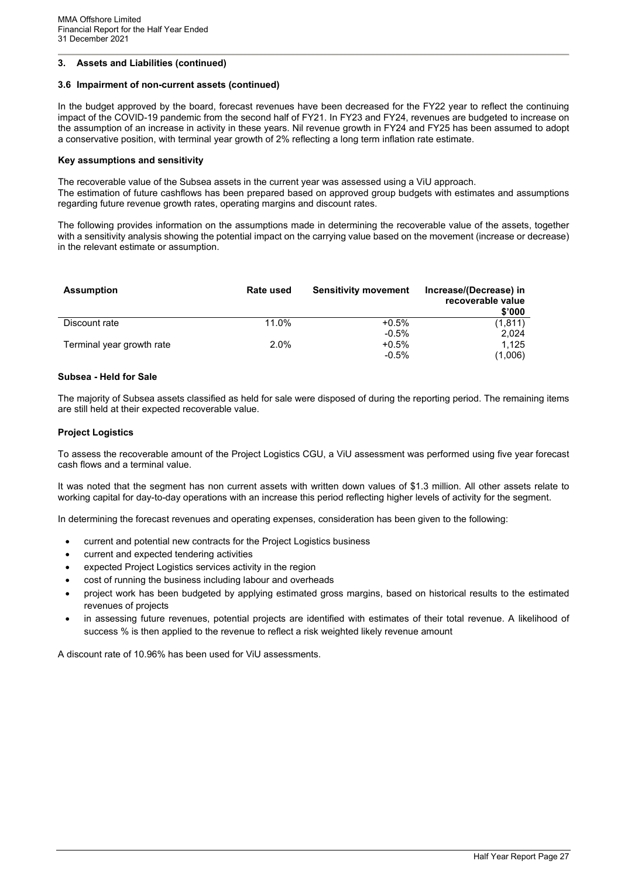## 3. Assets and Liabilities (continued)

### 3.6 Impairment of non-current assets (continued)

In the budget approved by the board, forecast revenues have been decreased for the FY22 year to reflect the continuing impact of the COVID-19 pandemic from the second half of FY21. In FY23 and FY24, revenues are budgeted to increase on the assumption of an increase in activity in these years. Nil revenue growth in FY24 and FY25 has been assumed to adopt a conservative position, with terminal year growth of 2% reflecting a long term inflation rate estimate.

**Key assumptions and sensitivity**

The recoverable value of the Subsea assets in the current year was assessed using a ViU approach.
The estimation of future cashflows has been prepared based on approved group budgets with estimates and assumptions regarding future revenue growth rates, operating margins and discount rates.

The following provides information on the assumptions made in determining the recoverable value of the assets, together with a sensitivity analysis showing the potential impact on the carrying value based on the movement (increase or decrease) in the relevant estimate or assumption.

| Assumption | Rate used | Sensitivity movement | Increase/(Decrease) in recoverable value $'000 |
|---|---|---|---|
| Discount rate | 11.0% | +0.5% | (1,811) |
| | | -0.5% | 2,024 |
| Terminal year growth rate | 2.0% | +0.5% | 1,125 |
| | | -0.5% | (1,006) |

**Subsea - Held for Sale**

The majority of Subsea assets classified as held for sale were disposed of during the reporting period. The remaining items are still held at their expected recoverable value.

**Project Logistics**

To assess the recoverable amount of the Project Logistics CGU, a ViU assessment was performed using five year forecast cash flows and a terminal value.

It was noted that the segment has non current assets with written down values of $1.3 million. All other assets relate to working capital for day-to-day operations with an increase this period reflecting higher levels of activity for the segment.

In determining the forecast revenues and operating expenses, consideration has been given to the following:

- current and potential new contracts for the Project Logistics business
- current and expected tendering activities
- expected Project Logistics services activity in the region
- cost of running the business including labour and overheads
- project work has been budgeted by applying estimated gross margins, based on historical results to the estimated revenues of projects
- in assessing future revenues, potential projects are identified with estimates of their total revenue. A likelihood of success % is then applied to the revenue to reflect a risk weighted likely revenue amount

A discount rate of 10.96% has been used for ViU assessments.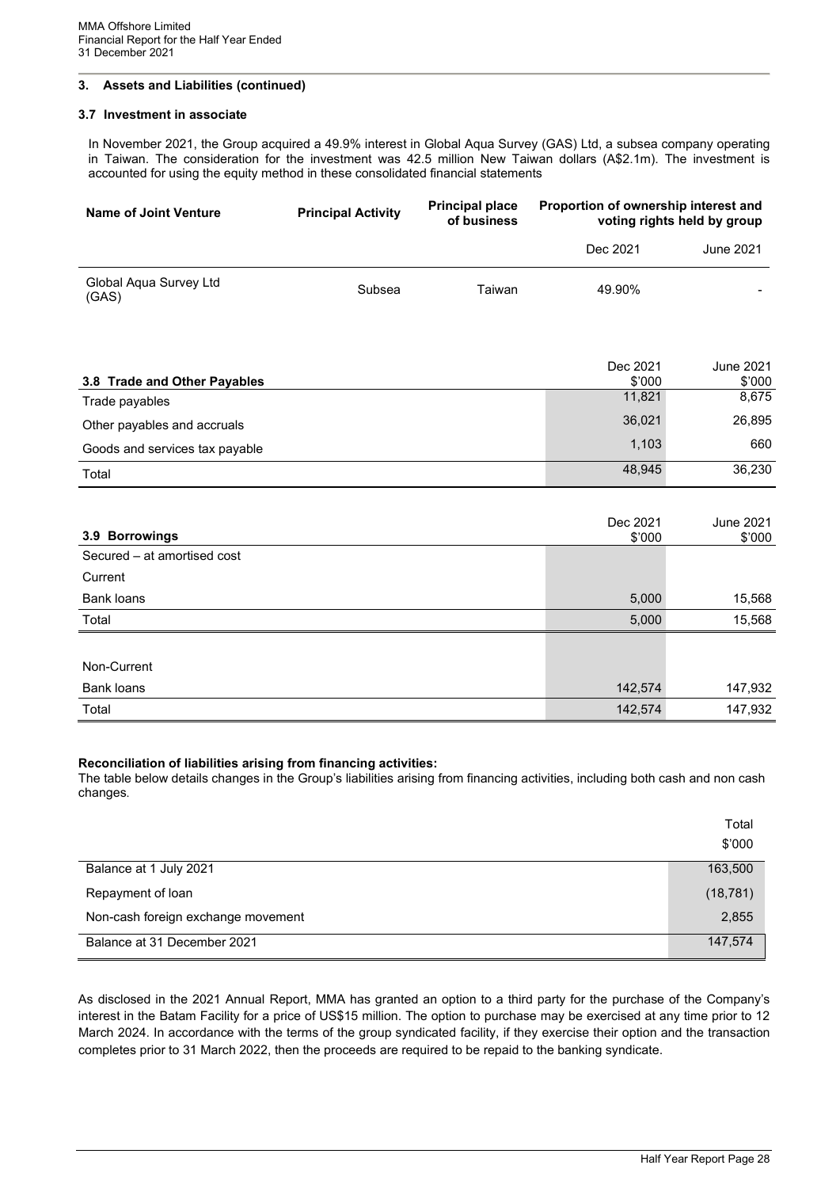### 3. Assets and Liabilities (continued)

#### 3.7 Investment in associate

In November 2021, the Group acquired a 49.9% interest in Global Aqua Survey (GAS) Ltd, a subsea company operating in Taiwan. The consideration for the investment was 42.5 million New Taiwan dollars (A$2.1m). The investment is accounted for using the equity method in these consolidated financial statements

| Name of Joint Venture | Principal Activity | Principal place of business | Proportion of ownership interest and voting rights held by group | |
|---|---|---|---|---|
| | | | Dec 2021 | June 2021 |
| Global Aqua Survey Ltd (GAS) | Subsea | Taiwan | 49.90% | - |

| 3.8 Trade and Other Payables | Dec 2021 $'000 | June 2021 $'000 |
|---|---|---|
| Trade payables | 11,821 | 8,675 |
| Other payables and accruals | 36,021 | 26,895 |
| Goods and services tax payable | 1,103 | 660 |
| Total | 48,945 | 36,230 |

| 3.9 Borrowings | Dec 2021 $'000 | June 2021 $'000 |
|---|---|---|
| Secured – at amortised cost | | |
| Current | | |
| Bank loans | 5,000 | 15,568 |
| Total | 5,000 | 15,568 |
| | | |
| Non-Current | | |
| Bank loans | 142,574 | 147,932 |
| Total | 142,574 | 147,932 |

**Reconciliation of liabilities arising from financing activities:**

The table below details changes in the Group's liabilities arising from financing activities, including both cash and non cash changes.

| | Total $'000 |
|---|---|
| Balance at 1 July 2021 | 163,500 |
| Repayment of loan | (18,781) |
| Non-cash foreign exchange movement | 2,855 |
| Balance at 31 December 2021 | 147,574 |

As disclosed in the 2021 Annual Report, MMA has granted an option to a third party for the purchase of the Company's interest in the Batam Facility for a price of US$15 million. The option to purchase may be exercised at any time prior to 12 March 2024. In accordance with the terms of the group syndicated facility, if they exercise their option and the transaction completes prior to 31 March 2022, then the proceeds are required to be repaid to the banking syndicate.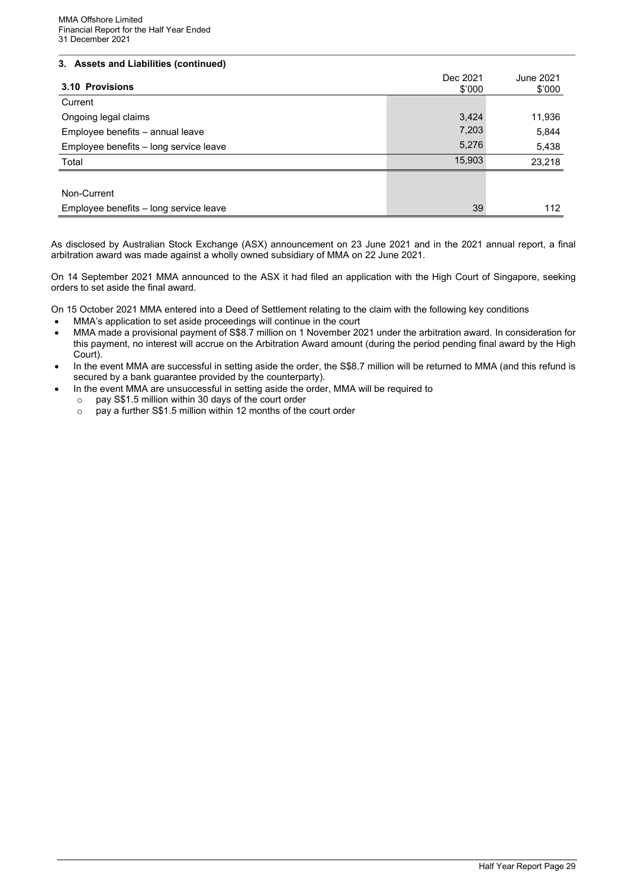## 3. Assets and Liabilities (continued)

| 3.10 Provisions | Dec 2021 $'000 | June 2021 $'000 |
|---|---|---|
| Current | | |
| Ongoing legal claims | 3,424 | 11,936 |
| Employee benefits – annual leave | 7,203 | 5,844 |
| Employee benefits – long service leave | 5,276 | 5,438 |
| Total | 15,903 | 23,218 |
| | | |
| Non-Current | | |
| Employee benefits – long service leave | 39 | 112 |

As disclosed by Australian Stock Exchange (ASX) announcement on 23 June 2021 and in the 2021 annual report, a final arbitration award was made against a wholly owned subsidiary of MMA on 22 June 2021.

On 14 September 2021 MMA announced to the ASX it had filed an application with the High Court of Singapore, seeking orders to set aside the final award.

On 15 October 2021 MMA entered into a Deed of Settlement relating to the claim with the following key conditions

- MMA's application to set aside proceedings will continue in the court
- MMA made a provisional payment of S$8.7 million on 1 November 2021 under the arbitration award. In consideration for this payment, no interest will accrue on the Arbitration Award amount (during the period pending final award by the High Court).
- In the event MMA are successful in setting aside the order, the S$8.7 million will be returned to MMA (and this refund is secured by a bank guarantee provided by the counterparty).
- In the event MMA are unsuccessful in setting aside the order, MMA will be required to
  - pay S$1.5 million within 30 days of the court order
  - pay a further S$1.5 million within 12 months of the court order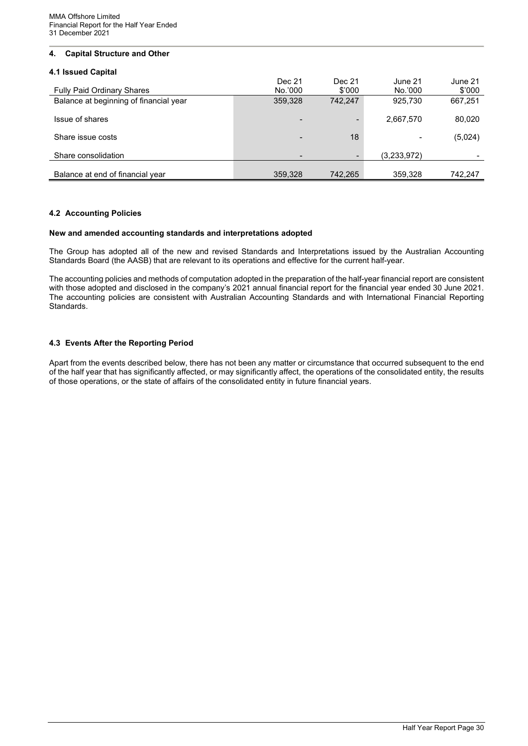## 4. Capital Structure and Other

### 4.1 Issued Capital

| Fully Paid Ordinary Shares | Dec 21 No.'000 | Dec 21 $'000 | June 21 No.'000 | June 21 $'000 |
|---|---|---|---|---|
| Balance at beginning of financial year | 359,328 | 742,247 | 925,730 | 667,251 |
| Issue of shares | - | - | 2,667,570 | 80,020 |
| Share issue costs | - | 18 | - | (5,024) |
| Share consolidation | - | - | (3,233,972) | - |
| Balance at end of financial year | 359,328 | 742,265 | 359,328 | 742,247 |

### 4.2 Accounting Policies

**New and amended accounting standards and interpretations adopted**

The Group has adopted all of the new and revised Standards and Interpretations issued by the Australian Accounting Standards Board (the AASB) that are relevant to its operations and effective for the current half-year.

The accounting policies and methods of computation adopted in the preparation of the half-year financial report are consistent with those adopted and disclosed in the company's 2021 annual financial report for the financial year ended 30 June 2021. The accounting policies are consistent with Australian Accounting Standards and with International Financial Reporting Standards.

### 4.3 Events After the Reporting Period

Apart from the events described below, there has not been any matter or circumstance that occurred subsequent to the end of the half year that has significantly affected, or may significantly affect, the operations of the consolidated entity, the results of those operations, or the state of affairs of the consolidated entity in future financial years.